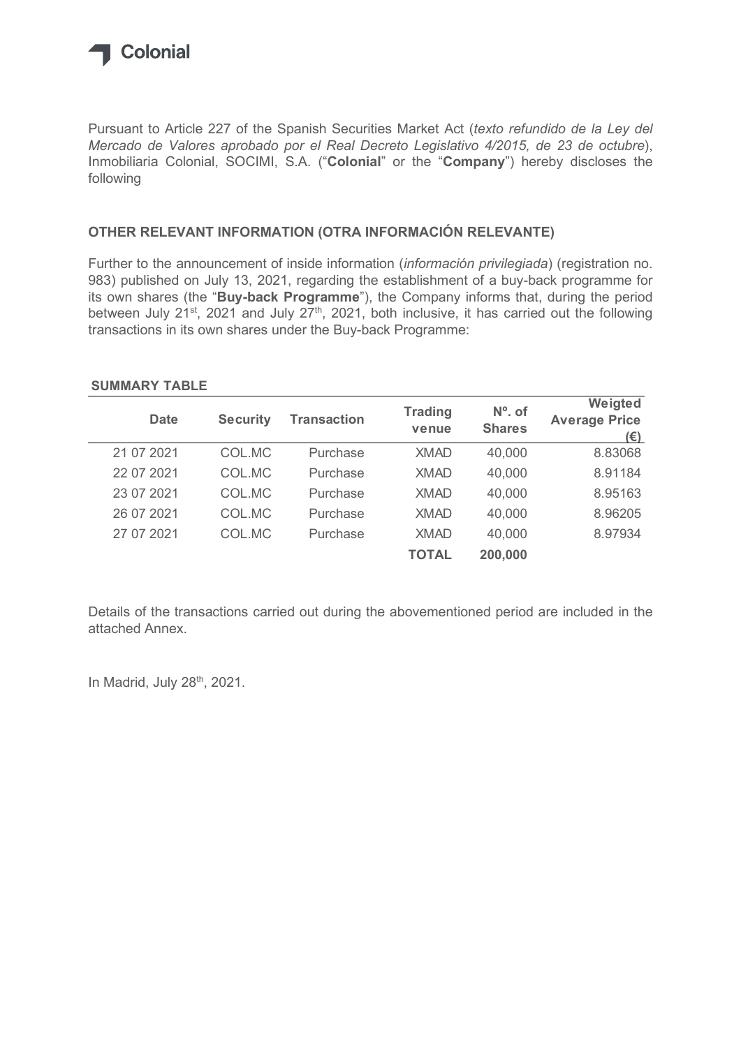Colonial

Pursuant to Article 227 of the Spanish Securities Market Act (*texto refundido de la Ley del Mercado de Valores aprobado por el Real Decreto Legislativo 4/2015, de 23 de octubre*), Inmobiliaria Colonial, SOCIMI, S.A. ("**Colonial**" or the "**Company**") hereby discloses the following

## OTHER RELEVANT INFORMATION (OTRA INFORMACIÓN RELEVANTE)

Further to the announcement of inside information (*información privilegiada*) (registration no. 983) published on July 13, 2021, regarding the establishment of a buy-back programme for its own shares (the "**Buy-back Programme**"), the Company informs that, during the period between July 21st, 2021 and July 27th, 2021, both inclusive, it has carried out the following transactions in its own shares under the Buy-back Programme:

**SUMMARY TABLE**

| Date | Security | Transaction | Trading venue | Nº. of Shares | Weigted Average Price (€) |
|---|---|---|---|---|---|
| 21 07 2021 | COL.MC | Purchase | XMAD | 40,000 | 8.83068 |
| 22 07 2021 | COL.MC | Purchase | XMAD | 40,000 | 8.91184 |
| 23 07 2021 | COL.MC | Purchase | XMAD | 40,000 | 8.95163 |
| 26 07 2021 | COL.MC | Purchase | XMAD | 40,000 | 8.96205 |
| 27 07 2021 | COL.MC | Purchase | XMAD | 40,000 | 8.97934 |
| | | | **TOTAL** | **200,000** | |

Details of the transactions carried out during the abovementioned period are included in the attached Annex.

In Madrid, July 28th, 2021.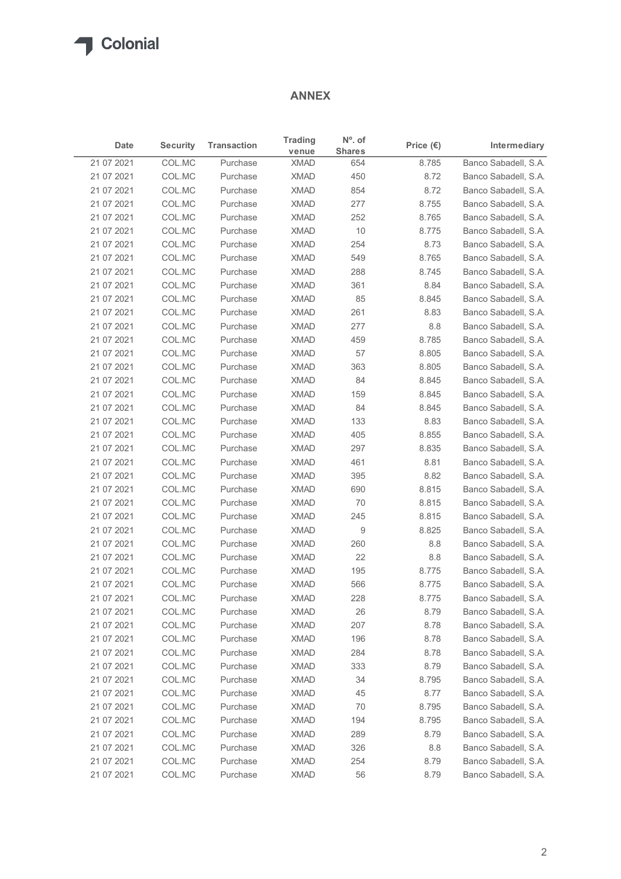## ANNEX

| Date | Security | Transaction | Trading venue | Nº. of Shares | Price (€) | Intermediary |
|---|---|---|---|---|---|---|
| 21 07 2021 | COL.MC | Purchase | XMAD | 654 | 8.785 | Banco Sabadell, S.A. |
| 21 07 2021 | COL.MC | Purchase | XMAD | 450 | 8.72 | Banco Sabadell, S.A. |
| 21 07 2021 | COL.MC | Purchase | XMAD | 854 | 8.72 | Banco Sabadell, S.A. |
| 21 07 2021 | COL.MC | Purchase | XMAD | 277 | 8.755 | Banco Sabadell, S.A. |
| 21 07 2021 | COL.MC | Purchase | XMAD | 252 | 8.765 | Banco Sabadell, S.A. |
| 21 07 2021 | COL.MC | Purchase | XMAD | 10 | 8.775 | Banco Sabadell, S.A. |
| 21 07 2021 | COL.MC | Purchase | XMAD | 254 | 8.73 | Banco Sabadell, S.A. |
| 21 07 2021 | COL.MC | Purchase | XMAD | 549 | 8.765 | Banco Sabadell, S.A. |
| 21 07 2021 | COL.MC | Purchase | XMAD | 288 | 8.745 | Banco Sabadell, S.A. |
| 21 07 2021 | COL.MC | Purchase | XMAD | 361 | 8.84 | Banco Sabadell, S.A. |
| 21 07 2021 | COL.MC | Purchase | XMAD | 85 | 8.845 | Banco Sabadell, S.A. |
| 21 07 2021 | COL.MC | Purchase | XMAD | 261 | 8.83 | Banco Sabadell, S.A. |
| 21 07 2021 | COL.MC | Purchase | XMAD | 277 | 8.8 | Banco Sabadell, S.A. |
| 21 07 2021 | COL.MC | Purchase | XMAD | 459 | 8.785 | Banco Sabadell, S.A. |
| 21 07 2021 | COL.MC | Purchase | XMAD | 57 | 8.805 | Banco Sabadell, S.A. |
| 21 07 2021 | COL.MC | Purchase | XMAD | 363 | 8.805 | Banco Sabadell, S.A. |
| 21 07 2021 | COL.MC | Purchase | XMAD | 84 | 8.845 | Banco Sabadell, S.A. |
| 21 07 2021 | COL.MC | Purchase | XMAD | 159 | 8.845 | Banco Sabadell, S.A. |
| 21 07 2021 | COL.MC | Purchase | XMAD | 84 | 8.845 | Banco Sabadell, S.A. |
| 21 07 2021 | COL.MC | Purchase | XMAD | 133 | 8.83 | Banco Sabadell, S.A. |
| 21 07 2021 | COL.MC | Purchase | XMAD | 405 | 8.855 | Banco Sabadell, S.A. |
| 21 07 2021 | COL.MC | Purchase | XMAD | 297 | 8.835 | Banco Sabadell, S.A. |
| 21 07 2021 | COL.MC | Purchase | XMAD | 461 | 8.81 | Banco Sabadell, S.A. |
| 21 07 2021 | COL.MC | Purchase | XMAD | 395 | 8.82 | Banco Sabadell, S.A. |
| 21 07 2021 | COL.MC | Purchase | XMAD | 690 | 8.815 | Banco Sabadell, S.A. |
| 21 07 2021 | COL.MC | Purchase | XMAD | 70 | 8.815 | Banco Sabadell, S.A. |
| 21 07 2021 | COL.MC | Purchase | XMAD | 245 | 8.815 | Banco Sabadell, S.A. |
| 21 07 2021 | COL.MC | Purchase | XMAD | 9 | 8.825 | Banco Sabadell, S.A. |
| 21 07 2021 | COL.MC | Purchase | XMAD | 260 | 8.8 | Banco Sabadell, S.A. |
| 21 07 2021 | COL.MC | Purchase | XMAD | 22 | 8.8 | Banco Sabadell, S.A. |
| 21 07 2021 | COL.MC | Purchase | XMAD | 195 | 8.775 | Banco Sabadell, S.A. |
| 21 07 2021 | COL.MC | Purchase | XMAD | 566 | 8.775 | Banco Sabadell, S.A. |
| 21 07 2021 | COL.MC | Purchase | XMAD | 228 | 8.775 | Banco Sabadell, S.A. |
| 21 07 2021 | COL.MC | Purchase | XMAD | 26 | 8.79 | Banco Sabadell, S.A. |
| 21 07 2021 | COL.MC | Purchase | XMAD | 207 | 8.78 | Banco Sabadell, S.A. |
| 21 07 2021 | COL.MC | Purchase | XMAD | 196 | 8.78 | Banco Sabadell, S.A. |
| 21 07 2021 | COL.MC | Purchase | XMAD | 284 | 8.78 | Banco Sabadell, S.A. |
| 21 07 2021 | COL.MC | Purchase | XMAD | 333 | 8.79 | Banco Sabadell, S.A. |
| 21 07 2021 | COL.MC | Purchase | XMAD | 34 | 8.795 | Banco Sabadell, S.A. |
| 21 07 2021 | COL.MC | Purchase | XMAD | 45 | 8.77 | Banco Sabadell, S.A. |
| 21 07 2021 | COL.MC | Purchase | XMAD | 70 | 8.795 | Banco Sabadell, S.A. |
| 21 07 2021 | COL.MC | Purchase | XMAD | 194 | 8.795 | Banco Sabadell, S.A. |
| 21 07 2021 | COL.MC | Purchase | XMAD | 289 | 8.79 | Banco Sabadell, S.A. |
| 21 07 2021 | COL.MC | Purchase | XMAD | 326 | 8.8 | Banco Sabadell, S.A. |
| 21 07 2021 | COL.MC | Purchase | XMAD | 254 | 8.79 | Banco Sabadell, S.A. |
| 21 07 2021 | COL.MC | Purchase | XMAD | 56 | 8.79 | Banco Sabadell, S.A. |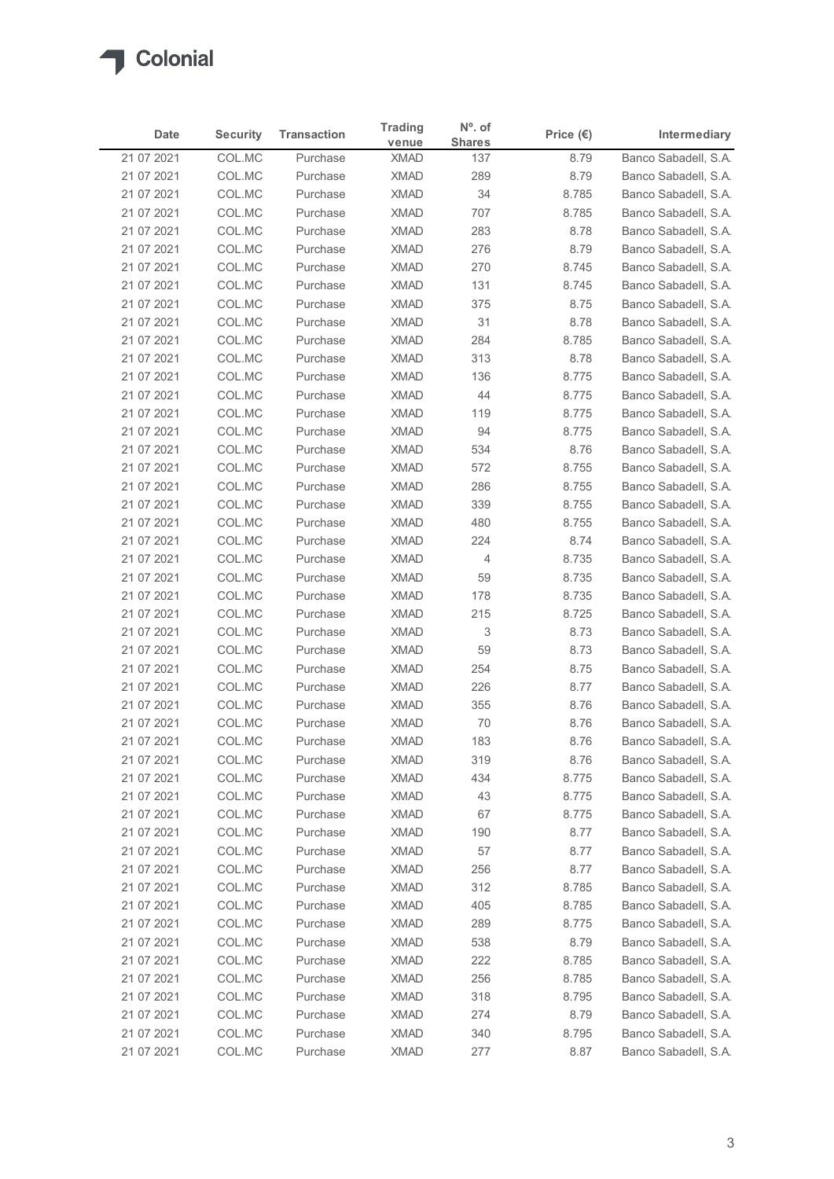| Date | Security | Transaction | Trading venue | Nº. of Shares | Price (€) | Intermediary |
|---|---|---|---|---|---|---|
| 21 07 2021 | COL.MC | Purchase | XMAD | 137 | 8.79 | Banco Sabadell, S.A. |
| 21 07 2021 | COL.MC | Purchase | XMAD | 289 | 8.79 | Banco Sabadell, S.A. |
| 21 07 2021 | COL.MC | Purchase | XMAD | 34 | 8.785 | Banco Sabadell, S.A. |
| 21 07 2021 | COL.MC | Purchase | XMAD | 707 | 8.785 | Banco Sabadell, S.A. |
| 21 07 2021 | COL.MC | Purchase | XMAD | 283 | 8.78 | Banco Sabadell, S.A. |
| 21 07 2021 | COL.MC | Purchase | XMAD | 276 | 8.79 | Banco Sabadell, S.A. |
| 21 07 2021 | COL.MC | Purchase | XMAD | 270 | 8.745 | Banco Sabadell, S.A. |
| 21 07 2021 | COL.MC | Purchase | XMAD | 131 | 8.745 | Banco Sabadell, S.A. |
| 21 07 2021 | COL.MC | Purchase | XMAD | 375 | 8.75 | Banco Sabadell, S.A. |
| 21 07 2021 | COL.MC | Purchase | XMAD | 31 | 8.78 | Banco Sabadell, S.A. |
| 21 07 2021 | COL.MC | Purchase | XMAD | 284 | 8.785 | Banco Sabadell, S.A. |
| 21 07 2021 | COL.MC | Purchase | XMAD | 313 | 8.78 | Banco Sabadell, S.A. |
| 21 07 2021 | COL.MC | Purchase | XMAD | 136 | 8.775 | Banco Sabadell, S.A. |
| 21 07 2021 | COL.MC | Purchase | XMAD | 44 | 8.775 | Banco Sabadell, S.A. |
| 21 07 2021 | COL.MC | Purchase | XMAD | 119 | 8.775 | Banco Sabadell, S.A. |
| 21 07 2021 | COL.MC | Purchase | XMAD | 94 | 8.775 | Banco Sabadell, S.A. |
| 21 07 2021 | COL.MC | Purchase | XMAD | 534 | 8.76 | Banco Sabadell, S.A. |
| 21 07 2021 | COL.MC | Purchase | XMAD | 572 | 8.755 | Banco Sabadell, S.A. |
| 21 07 2021 | COL.MC | Purchase | XMAD | 286 | 8.755 | Banco Sabadell, S.A. |
| 21 07 2021 | COL.MC | Purchase | XMAD | 339 | 8.755 | Banco Sabadell, S.A. |
| 21 07 2021 | COL.MC | Purchase | XMAD | 480 | 8.755 | Banco Sabadell, S.A. |
| 21 07 2021 | COL.MC | Purchase | XMAD | 224 | 8.74 | Banco Sabadell, S.A. |
| 21 07 2021 | COL.MC | Purchase | XMAD | 4 | 8.735 | Banco Sabadell, S.A. |
| 21 07 2021 | COL.MC | Purchase | XMAD | 59 | 8.735 | Banco Sabadell, S.A. |
| 21 07 2021 | COL.MC | Purchase | XMAD | 178 | 8.735 | Banco Sabadell, S.A. |
| 21 07 2021 | COL.MC | Purchase | XMAD | 215 | 8.725 | Banco Sabadell, S.A. |
| 21 07 2021 | COL.MC | Purchase | XMAD | 3 | 8.73 | Banco Sabadell, S.A. |
| 21 07 2021 | COL.MC | Purchase | XMAD | 59 | 8.73 | Banco Sabadell, S.A. |
| 21 07 2021 | COL.MC | Purchase | XMAD | 254 | 8.75 | Banco Sabadell, S.A. |
| 21 07 2021 | COL.MC | Purchase | XMAD | 226 | 8.77 | Banco Sabadell, S.A. |
| 21 07 2021 | COL.MC | Purchase | XMAD | 355 | 8.76 | Banco Sabadell, S.A. |
| 21 07 2021 | COL.MC | Purchase | XMAD | 70 | 8.76 | Banco Sabadell, S.A. |
| 21 07 2021 | COL.MC | Purchase | XMAD | 183 | 8.76 | Banco Sabadell, S.A. |
| 21 07 2021 | COL.MC | Purchase | XMAD | 319 | 8.76 | Banco Sabadell, S.A. |
| 21 07 2021 | COL.MC | Purchase | XMAD | 434 | 8.775 | Banco Sabadell, S.A. |
| 21 07 2021 | COL.MC | Purchase | XMAD | 43 | 8.775 | Banco Sabadell, S.A. |
| 21 07 2021 | COL.MC | Purchase | XMAD | 67 | 8.775 | Banco Sabadell, S.A. |
| 21 07 2021 | COL.MC | Purchase | XMAD | 190 | 8.77 | Banco Sabadell, S.A. |
| 21 07 2021 | COL.MC | Purchase | XMAD | 57 | 8.77 | Banco Sabadell, S.A. |
| 21 07 2021 | COL.MC | Purchase | XMAD | 256 | 8.77 | Banco Sabadell, S.A. |
| 21 07 2021 | COL.MC | Purchase | XMAD | 312 | 8.785 | Banco Sabadell, S.A. |
| 21 07 2021 | COL.MC | Purchase | XMAD | 405 | 8.785 | Banco Sabadell, S.A. |
| 21 07 2021 | COL.MC | Purchase | XMAD | 289 | 8.775 | Banco Sabadell, S.A. |
| 21 07 2021 | COL.MC | Purchase | XMAD | 538 | 8.79 | Banco Sabadell, S.A. |
| 21 07 2021 | COL.MC | Purchase | XMAD | 222 | 8.785 | Banco Sabadell, S.A. |
| 21 07 2021 | COL.MC | Purchase | XMAD | 256 | 8.785 | Banco Sabadell, S.A. |
| 21 07 2021 | COL.MC | Purchase | XMAD | 318 | 8.795 | Banco Sabadell, S.A. |
| 21 07 2021 | COL.MC | Purchase | XMAD | 274 | 8.79 | Banco Sabadell, S.A. |
| 21 07 2021 | COL.MC | Purchase | XMAD | 340 | 8.795 | Banco Sabadell, S.A. |
| 21 07 2021 | COL.MC | Purchase | XMAD | 277 | 8.87 | Banco Sabadell, S.A. |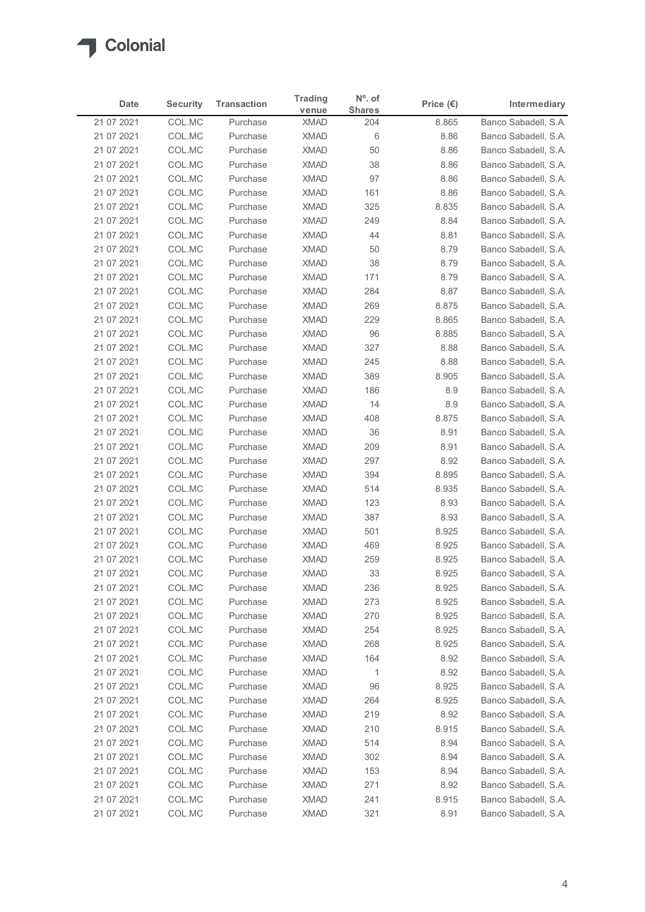# Colonial

| Date | Security | Transaction | Trading venue | Nº. of Shares | Price (€) | Intermediary |
|---|---|---|---|---|---|---|
| 21 07 2021 | COL.MC | Purchase | XMAD | 204 | 8.865 | Banco Sabadell, S.A. |
| 21 07 2021 | COL.MC | Purchase | XMAD | 6 | 8.86 | Banco Sabadell, S.A. |
| 21 07 2021 | COL.MC | Purchase | XMAD | 50 | 8.86 | Banco Sabadell, S.A. |
| 21 07 2021 | COL.MC | Purchase | XMAD | 38 | 8.86 | Banco Sabadell, S.A. |
| 21 07 2021 | COL.MC | Purchase | XMAD | 97 | 8.86 | Banco Sabadell, S.A. |
| 21 07 2021 | COL.MC | Purchase | XMAD | 161 | 8.86 | Banco Sabadell, S.A. |
| 21 07 2021 | COL.MC | Purchase | XMAD | 325 | 8.835 | Banco Sabadell, S.A. |
| 21 07 2021 | COL.MC | Purchase | XMAD | 249 | 8.84 | Banco Sabadell, S.A. |
| 21 07 2021 | COL.MC | Purchase | XMAD | 44 | 8.81 | Banco Sabadell, S.A. |
| 21 07 2021 | COL.MC | Purchase | XMAD | 50 | 8.79 | Banco Sabadell, S.A. |
| 21 07 2021 | COL.MC | Purchase | XMAD | 38 | 8.79 | Banco Sabadell, S.A. |
| 21 07 2021 | COL.MC | Purchase | XMAD | 171 | 8.79 | Banco Sabadell, S.A. |
| 21 07 2021 | COL.MC | Purchase | XMAD | 284 | 8.87 | Banco Sabadell, S.A. |
| 21 07 2021 | COL.MC | Purchase | XMAD | 269 | 8.875 | Banco Sabadell, S.A. |
| 21 07 2021 | COL.MC | Purchase | XMAD | 229 | 8.865 | Banco Sabadell, S.A. |
| 21 07 2021 | COL.MC | Purchase | XMAD | 96 | 8.885 | Banco Sabadell, S.A. |
| 21 07 2021 | COL.MC | Purchase | XMAD | 327 | 8.88 | Banco Sabadell, S.A. |
| 21 07 2021 | COL.MC | Purchase | XMAD | 245 | 8.88 | Banco Sabadell, S.A. |
| 21 07 2021 | COL.MC | Purchase | XMAD | 389 | 8.905 | Banco Sabadell, S.A. |
| 21 07 2021 | COL.MC | Purchase | XMAD | 186 | 8.9 | Banco Sabadell, S.A. |
| 21 07 2021 | COL.MC | Purchase | XMAD | 14 | 8.9 | Banco Sabadell, S.A. |
| 21 07 2021 | COL.MC | Purchase | XMAD | 408 | 8.875 | Banco Sabadell, S.A. |
| 21 07 2021 | COL.MC | Purchase | XMAD | 36 | 8.91 | Banco Sabadell, S.A. |
| 21 07 2021 | COL.MC | Purchase | XMAD | 209 | 8.91 | Banco Sabadell, S.A. |
| 21 07 2021 | COL.MC | Purchase | XMAD | 297 | 8.92 | Banco Sabadell, S.A. |
| 21 07 2021 | COL.MC | Purchase | XMAD | 394 | 8.895 | Banco Sabadell, S.A. |
| 21 07 2021 | COL.MC | Purchase | XMAD | 514 | 8.935 | Banco Sabadell, S.A. |
| 21 07 2021 | COL.MC | Purchase | XMAD | 123 | 8.93 | Banco Sabadell, S.A. |
| 21 07 2021 | COL.MC | Purchase | XMAD | 387 | 8.93 | Banco Sabadell, S.A. |
| 21 07 2021 | COL.MC | Purchase | XMAD | 501 | 8.925 | Banco Sabadell, S.A. |
| 21 07 2021 | COL.MC | Purchase | XMAD | 469 | 8.925 | Banco Sabadell, S.A. |
| 21 07 2021 | COL.MC | Purchase | XMAD | 259 | 8.925 | Banco Sabadell, S.A. |
| 21 07 2021 | COL.MC | Purchase | XMAD | 33 | 8.925 | Banco Sabadell, S.A. |
| 21 07 2021 | COL.MC | Purchase | XMAD | 236 | 8.925 | Banco Sabadell, S.A. |
| 21 07 2021 | COL.MC | Purchase | XMAD | 273 | 8.925 | Banco Sabadell, S.A. |
| 21 07 2021 | COL.MC | Purchase | XMAD | 270 | 8.925 | Banco Sabadell, S.A. |
| 21 07 2021 | COL.MC | Purchase | XMAD | 254 | 8.925 | Banco Sabadell, S.A. |
| 21 07 2021 | COL.MC | Purchase | XMAD | 268 | 8.925 | Banco Sabadell, S.A. |
| 21 07 2021 | COL.MC | Purchase | XMAD | 164 | 8.92 | Banco Sabadell, S.A. |
| 21 07 2021 | COL.MC | Purchase | XMAD | 1 | 8.92 | Banco Sabadell, S.A. |
| 21 07 2021 | COL.MC | Purchase | XMAD | 96 | 8.925 | Banco Sabadell, S.A. |
| 21 07 2021 | COL.MC | Purchase | XMAD | 264 | 8.925 | Banco Sabadell, S.A. |
| 21 07 2021 | COL.MC | Purchase | XMAD | 219 | 8.92 | Banco Sabadell, S.A. |
| 21 07 2021 | COL.MC | Purchase | XMAD | 210 | 8.915 | Banco Sabadell, S.A. |
| 21 07 2021 | COL.MC | Purchase | XMAD | 514 | 8.94 | Banco Sabadell, S.A. |
| 21 07 2021 | COL.MC | Purchase | XMAD | 302 | 8.94 | Banco Sabadell, S.A. |
| 21 07 2021 | COL.MC | Purchase | XMAD | 153 | 8.94 | Banco Sabadell, S.A. |
| 21 07 2021 | COL.MC | Purchase | XMAD | 271 | 8.92 | Banco Sabadell, S.A. |
| 21 07 2021 | COL.MC | Purchase | XMAD | 241 | 8.915 | Banco Sabadell, S.A. |
| 21 07 2021 | COL.MC | Purchase | XMAD | 321 | 8.91 | Banco Sabadell, S.A. |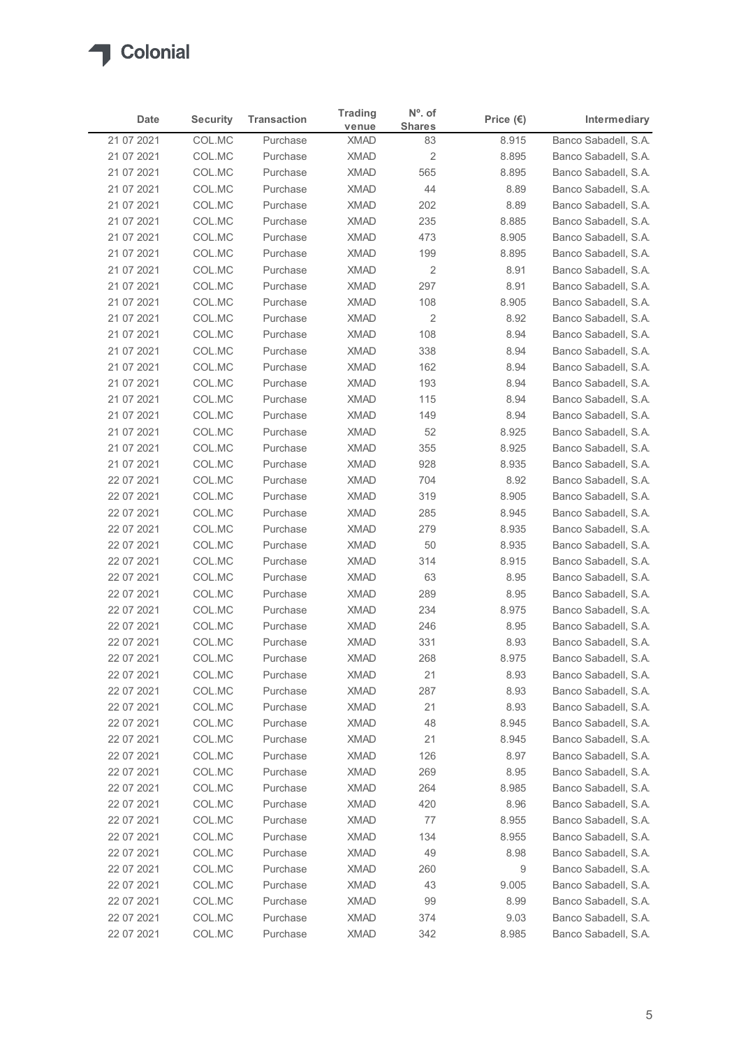| Date | Security | Transaction | Trading venue | Nº. of Shares | Price (€) | Intermediary |
|---|---|---|---|---|---|---|
| 21 07 2021 | COL.MC | Purchase | XMAD | 83 | 8.915 | Banco Sabadell, S.A. |
| 21 07 2021 | COL.MC | Purchase | XMAD | 2 | 8.895 | Banco Sabadell, S.A. |
| 21 07 2021 | COL.MC | Purchase | XMAD | 565 | 8.895 | Banco Sabadell, S.A. |
| 21 07 2021 | COL.MC | Purchase | XMAD | 44 | 8.89 | Banco Sabadell, S.A. |
| 21 07 2021 | COL.MC | Purchase | XMAD | 202 | 8.89 | Banco Sabadell, S.A. |
| 21 07 2021 | COL.MC | Purchase | XMAD | 235 | 8.885 | Banco Sabadell, S.A. |
| 21 07 2021 | COL.MC | Purchase | XMAD | 473 | 8.905 | Banco Sabadell, S.A. |
| 21 07 2021 | COL.MC | Purchase | XMAD | 199 | 8.895 | Banco Sabadell, S.A. |
| 21 07 2021 | COL.MC | Purchase | XMAD | 2 | 8.91 | Banco Sabadell, S.A. |
| 21 07 2021 | COL.MC | Purchase | XMAD | 297 | 8.91 | Banco Sabadell, S.A. |
| 21 07 2021 | COL.MC | Purchase | XMAD | 108 | 8.905 | Banco Sabadell, S.A. |
| 21 07 2021 | COL.MC | Purchase | XMAD | 2 | 8.92 | Banco Sabadell, S.A. |
| 21 07 2021 | COL.MC | Purchase | XMAD | 108 | 8.94 | Banco Sabadell, S.A. |
| 21 07 2021 | COL.MC | Purchase | XMAD | 338 | 8.94 | Banco Sabadell, S.A. |
| 21 07 2021 | COL.MC | Purchase | XMAD | 162 | 8.94 | Banco Sabadell, S.A. |
| 21 07 2021 | COL.MC | Purchase | XMAD | 193 | 8.94 | Banco Sabadell, S.A. |
| 21 07 2021 | COL.MC | Purchase | XMAD | 115 | 8.94 | Banco Sabadell, S.A. |
| 21 07 2021 | COL.MC | Purchase | XMAD | 149 | 8.94 | Banco Sabadell, S.A. |
| 21 07 2021 | COL.MC | Purchase | XMAD | 52 | 8.925 | Banco Sabadell, S.A. |
| 21 07 2021 | COL.MC | Purchase | XMAD | 355 | 8.925 | Banco Sabadell, S.A. |
| 21 07 2021 | COL.MC | Purchase | XMAD | 928 | 8.935 | Banco Sabadell, S.A. |
| 22 07 2021 | COL.MC | Purchase | XMAD | 704 | 8.92 | Banco Sabadell, S.A. |
| 22 07 2021 | COL.MC | Purchase | XMAD | 319 | 8.905 | Banco Sabadell, S.A. |
| 22 07 2021 | COL.MC | Purchase | XMAD | 285 | 8.945 | Banco Sabadell, S.A. |
| 22 07 2021 | COL.MC | Purchase | XMAD | 279 | 8.935 | Banco Sabadell, S.A. |
| 22 07 2021 | COL.MC | Purchase | XMAD | 50 | 8.935 | Banco Sabadell, S.A. |
| 22 07 2021 | COL.MC | Purchase | XMAD | 314 | 8.915 | Banco Sabadell, S.A. |
| 22 07 2021 | COL.MC | Purchase | XMAD | 63 | 8.95 | Banco Sabadell, S.A. |
| 22 07 2021 | COL.MC | Purchase | XMAD | 289 | 8.95 | Banco Sabadell, S.A. |
| 22 07 2021 | COL.MC | Purchase | XMAD | 234 | 8.975 | Banco Sabadell, S.A. |
| 22 07 2021 | COL.MC | Purchase | XMAD | 246 | 8.95 | Banco Sabadell, S.A. |
| 22 07 2021 | COL.MC | Purchase | XMAD | 331 | 8.93 | Banco Sabadell, S.A. |
| 22 07 2021 | COL.MC | Purchase | XMAD | 268 | 8.975 | Banco Sabadell, S.A. |
| 22 07 2021 | COL.MC | Purchase | XMAD | 21 | 8.93 | Banco Sabadell, S.A. |
| 22 07 2021 | COL.MC | Purchase | XMAD | 287 | 8.93 | Banco Sabadell, S.A. |
| 22 07 2021 | COL.MC | Purchase | XMAD | 21 | 8.93 | Banco Sabadell, S.A. |
| 22 07 2021 | COL.MC | Purchase | XMAD | 48 | 8.945 | Banco Sabadell, S.A. |
| 22 07 2021 | COL.MC | Purchase | XMAD | 21 | 8.945 | Banco Sabadell, S.A. |
| 22 07 2021 | COL.MC | Purchase | XMAD | 126 | 8.97 | Banco Sabadell, S.A. |
| 22 07 2021 | COL.MC | Purchase | XMAD | 269 | 8.95 | Banco Sabadell, S.A. |
| 22 07 2021 | COL.MC | Purchase | XMAD | 264 | 8.985 | Banco Sabadell, S.A. |
| 22 07 2021 | COL.MC | Purchase | XMAD | 420 | 8.96 | Banco Sabadell, S.A. |
| 22 07 2021 | COL.MC | Purchase | XMAD | 77 | 8.955 | Banco Sabadell, S.A. |
| 22 07 2021 | COL.MC | Purchase | XMAD | 134 | 8.955 | Banco Sabadell, S.A. |
| 22 07 2021 | COL.MC | Purchase | XMAD | 49 | 8.98 | Banco Sabadell, S.A. |
| 22 07 2021 | COL.MC | Purchase | XMAD | 260 | 9 | Banco Sabadell, S.A. |
| 22 07 2021 | COL.MC | Purchase | XMAD | 43 | 9.005 | Banco Sabadell, S.A. |
| 22 07 2021 | COL.MC | Purchase | XMAD | 99 | 8.99 | Banco Sabadell, S.A. |
| 22 07 2021 | COL.MC | Purchase | XMAD | 374 | 9.03 | Banco Sabadell, S.A. |
| 22 07 2021 | COL.MC | Purchase | XMAD | 342 | 8.985 | Banco Sabadell, S.A. |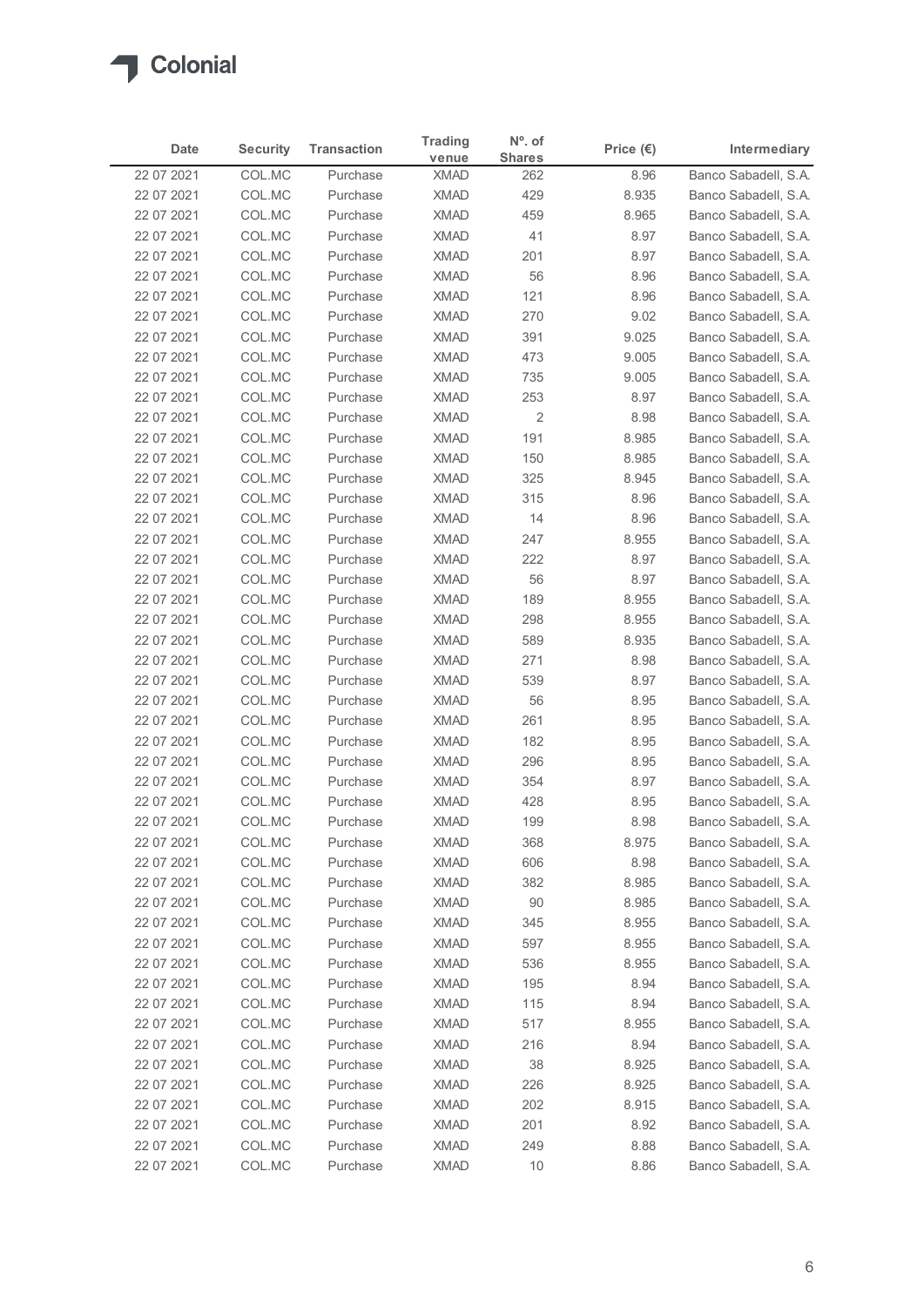| Date | Security | Transaction | Trading venue | Nº. of Shares | Price (€) | Intermediary |
|---|---|---|---|---|---|---|
| 22 07 2021 | COL.MC | Purchase | XMAD | 262 | 8.96 | Banco Sabadell, S.A. |
| 22 07 2021 | COL.MC | Purchase | XMAD | 429 | 8.935 | Banco Sabadell, S.A. |
| 22 07 2021 | COL.MC | Purchase | XMAD | 459 | 8.965 | Banco Sabadell, S.A. |
| 22 07 2021 | COL.MC | Purchase | XMAD | 41 | 8.97 | Banco Sabadell, S.A. |
| 22 07 2021 | COL.MC | Purchase | XMAD | 201 | 8.97 | Banco Sabadell, S.A. |
| 22 07 2021 | COL.MC | Purchase | XMAD | 56 | 8.96 | Banco Sabadell, S.A. |
| 22 07 2021 | COL.MC | Purchase | XMAD | 121 | 8.96 | Banco Sabadell, S.A. |
| 22 07 2021 | COL.MC | Purchase | XMAD | 270 | 9.02 | Banco Sabadell, S.A. |
| 22 07 2021 | COL.MC | Purchase | XMAD | 391 | 9.025 | Banco Sabadell, S.A. |
| 22 07 2021 | COL.MC | Purchase | XMAD | 473 | 9.005 | Banco Sabadell, S.A. |
| 22 07 2021 | COL.MC | Purchase | XMAD | 735 | 9.005 | Banco Sabadell, S.A. |
| 22 07 2021 | COL.MC | Purchase | XMAD | 253 | 8.97 | Banco Sabadell, S.A. |
| 22 07 2021 | COL.MC | Purchase | XMAD | 2 | 8.98 | Banco Sabadell, S.A. |
| 22 07 2021 | COL.MC | Purchase | XMAD | 191 | 8.985 | Banco Sabadell, S.A. |
| 22 07 2021 | COL.MC | Purchase | XMAD | 150 | 8.985 | Banco Sabadell, S.A. |
| 22 07 2021 | COL.MC | Purchase | XMAD | 325 | 8.945 | Banco Sabadell, S.A. |
| 22 07 2021 | COL.MC | Purchase | XMAD | 315 | 8.96 | Banco Sabadell, S.A. |
| 22 07 2021 | COL.MC | Purchase | XMAD | 14 | 8.96 | Banco Sabadell, S.A. |
| 22 07 2021 | COL.MC | Purchase | XMAD | 247 | 8.955 | Banco Sabadell, S.A. |
| 22 07 2021 | COL.MC | Purchase | XMAD | 222 | 8.97 | Banco Sabadell, S.A. |
| 22 07 2021 | COL.MC | Purchase | XMAD | 56 | 8.97 | Banco Sabadell, S.A. |
| 22 07 2021 | COL.MC | Purchase | XMAD | 189 | 8.955 | Banco Sabadell, S.A. |
| 22 07 2021 | COL.MC | Purchase | XMAD | 298 | 8.955 | Banco Sabadell, S.A. |
| 22 07 2021 | COL.MC | Purchase | XMAD | 589 | 8.935 | Banco Sabadell, S.A. |
| 22 07 2021 | COL.MC | Purchase | XMAD | 271 | 8.98 | Banco Sabadell, S.A. |
| 22 07 2021 | COL.MC | Purchase | XMAD | 539 | 8.97 | Banco Sabadell, S.A. |
| 22 07 2021 | COL.MC | Purchase | XMAD | 56 | 8.95 | Banco Sabadell, S.A. |
| 22 07 2021 | COL.MC | Purchase | XMAD | 261 | 8.95 | Banco Sabadell, S.A. |
| 22 07 2021 | COL.MC | Purchase | XMAD | 182 | 8.95 | Banco Sabadell, S.A. |
| 22 07 2021 | COL.MC | Purchase | XMAD | 296 | 8.95 | Banco Sabadell, S.A. |
| 22 07 2021 | COL.MC | Purchase | XMAD | 354 | 8.97 | Banco Sabadell, S.A. |
| 22 07 2021 | COL.MC | Purchase | XMAD | 428 | 8.95 | Banco Sabadell, S.A. |
| 22 07 2021 | COL.MC | Purchase | XMAD | 199 | 8.98 | Banco Sabadell, S.A. |
| 22 07 2021 | COL.MC | Purchase | XMAD | 368 | 8.975 | Banco Sabadell, S.A. |
| 22 07 2021 | COL.MC | Purchase | XMAD | 606 | 8.98 | Banco Sabadell, S.A. |
| 22 07 2021 | COL.MC | Purchase | XMAD | 382 | 8.985 | Banco Sabadell, S.A. |
| 22 07 2021 | COL.MC | Purchase | XMAD | 90 | 8.985 | Banco Sabadell, S.A. |
| 22 07 2021 | COL.MC | Purchase | XMAD | 345 | 8.955 | Banco Sabadell, S.A. |
| 22 07 2021 | COL.MC | Purchase | XMAD | 597 | 8.955 | Banco Sabadell, S.A. |
| 22 07 2021 | COL.MC | Purchase | XMAD | 536 | 8.955 | Banco Sabadell, S.A. |
| 22 07 2021 | COL.MC | Purchase | XMAD | 195 | 8.94 | Banco Sabadell, S.A. |
| 22 07 2021 | COL.MC | Purchase | XMAD | 115 | 8.94 | Banco Sabadell, S.A. |
| 22 07 2021 | COL.MC | Purchase | XMAD | 517 | 8.955 | Banco Sabadell, S.A. |
| 22 07 2021 | COL.MC | Purchase | XMAD | 216 | 8.94 | Banco Sabadell, S.A. |
| 22 07 2021 | COL.MC | Purchase | XMAD | 38 | 8.925 | Banco Sabadell, S.A. |
| 22 07 2021 | COL.MC | Purchase | XMAD | 226 | 8.925 | Banco Sabadell, S.A. |
| 22 07 2021 | COL.MC | Purchase | XMAD | 202 | 8.915 | Banco Sabadell, S.A. |
| 22 07 2021 | COL.MC | Purchase | XMAD | 201 | 8.92 | Banco Sabadell, S.A. |
| 22 07 2021 | COL.MC | Purchase | XMAD | 249 | 8.88 | Banco Sabadell, S.A. |
| 22 07 2021 | COL.MC | Purchase | XMAD | 10 | 8.86 | Banco Sabadell, S.A. |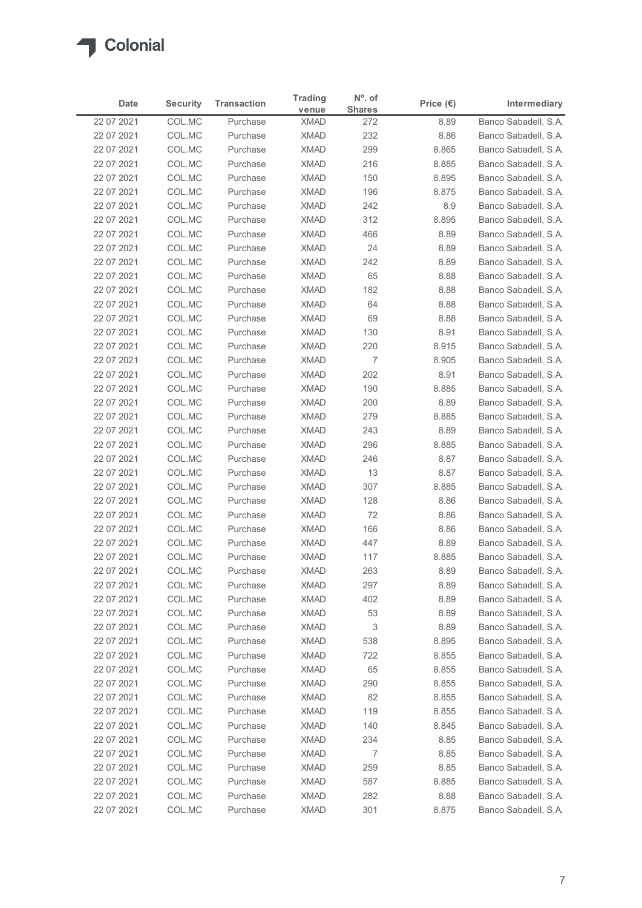Colonial

| Date | Security | Transaction | Trading venue | Nº. of Shares | Price (€) | Intermediary |
|---|---|---|---|---|---|---|
| 22 07 2021 | COL.MC | Purchase | XMAD | 272 | 8.89 | Banco Sabadell, S.A. |
| 22 07 2021 | COL.MC | Purchase | XMAD | 232 | 8.86 | Banco Sabadell, S.A. |
| 22 07 2021 | COL.MC | Purchase | XMAD | 299 | 8.865 | Banco Sabadell, S.A. |
| 22 07 2021 | COL.MC | Purchase | XMAD | 216 | 8.885 | Banco Sabadell, S.A. |
| 22 07 2021 | COL.MC | Purchase | XMAD | 150 | 8.895 | Banco Sabadell, S.A. |
| 22 07 2021 | COL.MC | Purchase | XMAD | 196 | 8.875 | Banco Sabadell, S.A. |
| 22 07 2021 | COL.MC | Purchase | XMAD | 242 | 8.9 | Banco Sabadell, S.A. |
| 22 07 2021 | COL.MC | Purchase | XMAD | 312 | 8.895 | Banco Sabadell, S.A. |
| 22 07 2021 | COL.MC | Purchase | XMAD | 466 | 8.89 | Banco Sabadell, S.A. |
| 22 07 2021 | COL.MC | Purchase | XMAD | 24 | 8.89 | Banco Sabadell, S.A. |
| 22 07 2021 | COL.MC | Purchase | XMAD | 242 | 8.89 | Banco Sabadell, S.A. |
| 22 07 2021 | COL.MC | Purchase | XMAD | 65 | 8.88 | Banco Sabadell, S.A. |
| 22 07 2021 | COL.MC | Purchase | XMAD | 182 | 8.88 | Banco Sabadell, S.A. |
| 22 07 2021 | COL.MC | Purchase | XMAD | 64 | 8.88 | Banco Sabadell, S.A. |
| 22 07 2021 | COL.MC | Purchase | XMAD | 69 | 8.88 | Banco Sabadell, S.A. |
| 22 07 2021 | COL.MC | Purchase | XMAD | 130 | 8.91 | Banco Sabadell, S.A. |
| 22 07 2021 | COL.MC | Purchase | XMAD | 220 | 8.915 | Banco Sabadell, S.A. |
| 22 07 2021 | COL.MC | Purchase | XMAD | 7 | 8.905 | Banco Sabadell, S.A. |
| 22 07 2021 | COL.MC | Purchase | XMAD | 202 | 8.91 | Banco Sabadell, S.A. |
| 22 07 2021 | COL.MC | Purchase | XMAD | 190 | 8.885 | Banco Sabadell, S.A. |
| 22 07 2021 | COL.MC | Purchase | XMAD | 200 | 8.89 | Banco Sabadell, S.A. |
| 22 07 2021 | COL.MC | Purchase | XMAD | 279 | 8.885 | Banco Sabadell, S.A. |
| 22 07 2021 | COL.MC | Purchase | XMAD | 243 | 8.89 | Banco Sabadell, S.A. |
| 22 07 2021 | COL.MC | Purchase | XMAD | 296 | 8.885 | Banco Sabadell, S.A. |
| 22 07 2021 | COL.MC | Purchase | XMAD | 246 | 8.87 | Banco Sabadell, S.A. |
| 22 07 2021 | COL.MC | Purchase | XMAD | 13 | 8.87 | Banco Sabadell, S.A. |
| 22 07 2021 | COL.MC | Purchase | XMAD | 307 | 8.885 | Banco Sabadell, S.A. |
| 22 07 2021 | COL.MC | Purchase | XMAD | 128 | 8.86 | Banco Sabadell, S.A. |
| 22 07 2021 | COL.MC | Purchase | XMAD | 72 | 8.86 | Banco Sabadell, S.A. |
| 22 07 2021 | COL.MC | Purchase | XMAD | 166 | 8.86 | Banco Sabadell, S.A. |
| 22 07 2021 | COL.MC | Purchase | XMAD | 447 | 8.89 | Banco Sabadell, S.A. |
| 22 07 2021 | COL.MC | Purchase | XMAD | 117 | 8.885 | Banco Sabadell, S.A. |
| 22 07 2021 | COL.MC | Purchase | XMAD | 263 | 8.89 | Banco Sabadell, S.A. |
| 22 07 2021 | COL.MC | Purchase | XMAD | 297 | 8.89 | Banco Sabadell, S.A. |
| 22 07 2021 | COL.MC | Purchase | XMAD | 402 | 8.89 | Banco Sabadell, S.A. |
| 22 07 2021 | COL.MC | Purchase | XMAD | 53 | 8.89 | Banco Sabadell, S.A. |
| 22 07 2021 | COL.MC | Purchase | XMAD | 3 | 8.89 | Banco Sabadell, S.A. |
| 22 07 2021 | COL.MC | Purchase | XMAD | 538 | 8.895 | Banco Sabadell, S.A. |
| 22 07 2021 | COL.MC | Purchase | XMAD | 722 | 8.855 | Banco Sabadell, S.A. |
| 22 07 2021 | COL.MC | Purchase | XMAD | 65 | 8.855 | Banco Sabadell, S.A. |
| 22 07 2021 | COL.MC | Purchase | XMAD | 290 | 8.855 | Banco Sabadell, S.A. |
| 22 07 2021 | COL.MC | Purchase | XMAD | 82 | 8.855 | Banco Sabadell, S.A. |
| 22 07 2021 | COL.MC | Purchase | XMAD | 119 | 8.855 | Banco Sabadell, S.A. |
| 22 07 2021 | COL.MC | Purchase | XMAD | 140 | 8.845 | Banco Sabadell, S.A. |
| 22 07 2021 | COL.MC | Purchase | XMAD | 234 | 8.85 | Banco Sabadell, S.A. |
| 22 07 2021 | COL.MC | Purchase | XMAD | 7 | 8.85 | Banco Sabadell, S.A. |
| 22 07 2021 | COL.MC | Purchase | XMAD | 259 | 8.85 | Banco Sabadell, S.A. |
| 22 07 2021 | COL.MC | Purchase | XMAD | 587 | 8.885 | Banco Sabadell, S.A. |
| 22 07 2021 | COL.MC | Purchase | XMAD | 282 | 8.88 | Banco Sabadell, S.A. |
| 22 07 2021 | COL.MC | Purchase | XMAD | 301 | 8.875 | Banco Sabadell, S.A. |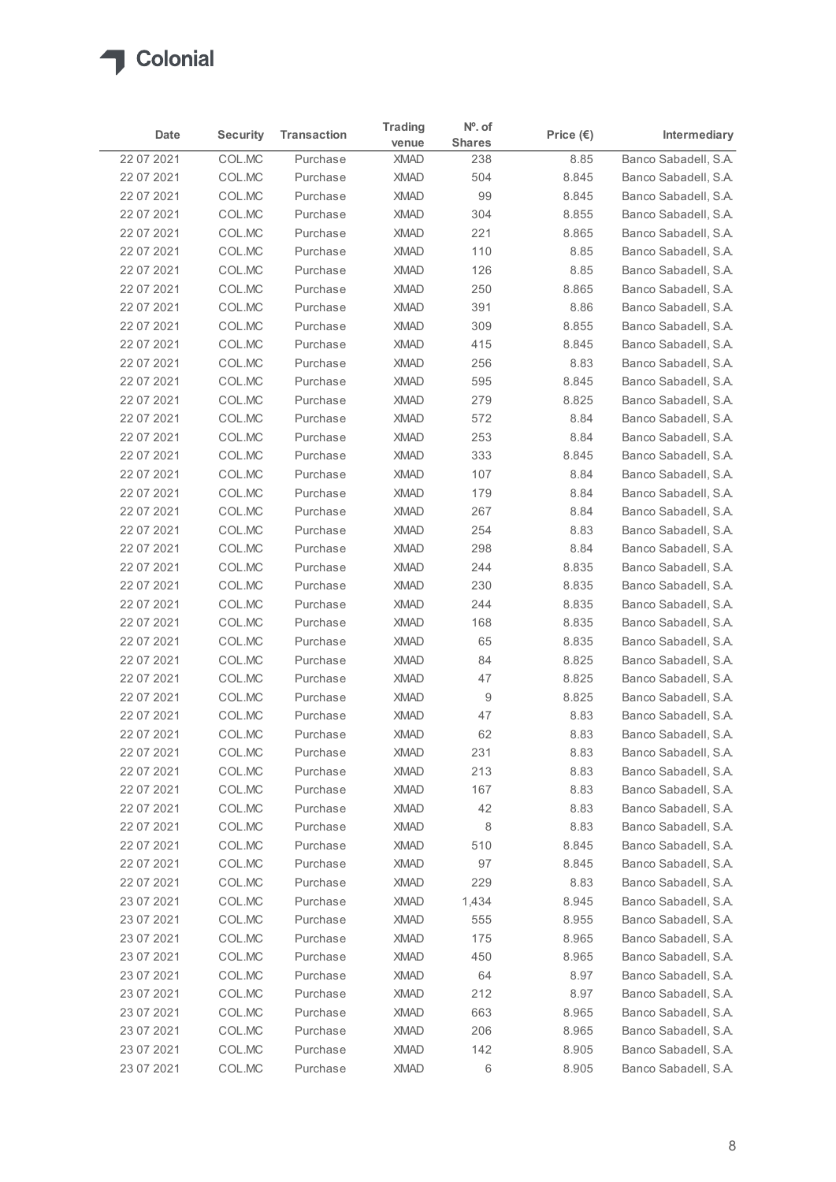Colonial

| Date | Security | Transaction | Trading venue | Nº. of Shares | Price (€) | Intermediary |
|---|---|---|---|---|---|---|
| 22 07 2021 | COL.MC | Purchase | XMAD | 238 | 8.85 | Banco Sabadell, S.A. |
| 22 07 2021 | COL.MC | Purchase | XMAD | 504 | 8.845 | Banco Sabadell, S.A. |
| 22 07 2021 | COL.MC | Purchase | XMAD | 99 | 8.845 | Banco Sabadell, S.A. |
| 22 07 2021 | COL.MC | Purchase | XMAD | 304 | 8.855 | Banco Sabadell, S.A. |
| 22 07 2021 | COL.MC | Purchase | XMAD | 221 | 8.865 | Banco Sabadell, S.A. |
| 22 07 2021 | COL.MC | Purchase | XMAD | 110 | 8.85 | Banco Sabadell, S.A. |
| 22 07 2021 | COL.MC | Purchase | XMAD | 126 | 8.85 | Banco Sabadell, S.A. |
| 22 07 2021 | COL.MC | Purchase | XMAD | 250 | 8.865 | Banco Sabadell, S.A. |
| 22 07 2021 | COL.MC | Purchase | XMAD | 391 | 8.86 | Banco Sabadell, S.A. |
| 22 07 2021 | COL.MC | Purchase | XMAD | 309 | 8.855 | Banco Sabadell, S.A. |
| 22 07 2021 | COL.MC | Purchase | XMAD | 415 | 8.845 | Banco Sabadell, S.A. |
| 22 07 2021 | COL.MC | Purchase | XMAD | 256 | 8.83 | Banco Sabadell, S.A. |
| 22 07 2021 | COL.MC | Purchase | XMAD | 595 | 8.845 | Banco Sabadell, S.A. |
| 22 07 2021 | COL.MC | Purchase | XMAD | 279 | 8.825 | Banco Sabadell, S.A. |
| 22 07 2021 | COL.MC | Purchase | XMAD | 572 | 8.84 | Banco Sabadell, S.A. |
| 22 07 2021 | COL.MC | Purchase | XMAD | 253 | 8.84 | Banco Sabadell, S.A. |
| 22 07 2021 | COL.MC | Purchase | XMAD | 333 | 8.845 | Banco Sabadell, S.A. |
| 22 07 2021 | COL.MC | Purchase | XMAD | 107 | 8.84 | Banco Sabadell, S.A. |
| 22 07 2021 | COL.MC | Purchase | XMAD | 179 | 8.84 | Banco Sabadell, S.A. |
| 22 07 2021 | COL.MC | Purchase | XMAD | 267 | 8.84 | Banco Sabadell, S.A. |
| 22 07 2021 | COL.MC | Purchase | XMAD | 254 | 8.83 | Banco Sabadell, S.A. |
| 22 07 2021 | COL.MC | Purchase | XMAD | 298 | 8.84 | Banco Sabadell, S.A. |
| 22 07 2021 | COL.MC | Purchase | XMAD | 244 | 8.835 | Banco Sabadell, S.A. |
| 22 07 2021 | COL.MC | Purchase | XMAD | 230 | 8.835 | Banco Sabadell, S.A. |
| 22 07 2021 | COL.MC | Purchase | XMAD | 244 | 8.835 | Banco Sabadell, S.A. |
| 22 07 2021 | COL.MC | Purchase | XMAD | 168 | 8.835 | Banco Sabadell, S.A. |
| 22 07 2021 | COL.MC | Purchase | XMAD | 65 | 8.835 | Banco Sabadell, S.A. |
| 22 07 2021 | COL.MC | Purchase | XMAD | 84 | 8.825 | Banco Sabadell, S.A. |
| 22 07 2021 | COL.MC | Purchase | XMAD | 47 | 8.825 | Banco Sabadell, S.A. |
| 22 07 2021 | COL.MC | Purchase | XMAD | 9 | 8.825 | Banco Sabadell, S.A. |
| 22 07 2021 | COL.MC | Purchase | XMAD | 47 | 8.83 | Banco Sabadell, S.A. |
| 22 07 2021 | COL.MC | Purchase | XMAD | 62 | 8.83 | Banco Sabadell, S.A. |
| 22 07 2021 | COL.MC | Purchase | XMAD | 231 | 8.83 | Banco Sabadell, S.A. |
| 22 07 2021 | COL.MC | Purchase | XMAD | 213 | 8.83 | Banco Sabadell, S.A. |
| 22 07 2021 | COL.MC | Purchase | XMAD | 167 | 8.83 | Banco Sabadell, S.A. |
| 22 07 2021 | COL.MC | Purchase | XMAD | 42 | 8.83 | Banco Sabadell, S.A. |
| 22 07 2021 | COL.MC | Purchase | XMAD | 8 | 8.83 | Banco Sabadell, S.A. |
| 22 07 2021 | COL.MC | Purchase | XMAD | 510 | 8.845 | Banco Sabadell, S.A. |
| 22 07 2021 | COL.MC | Purchase | XMAD | 97 | 8.845 | Banco Sabadell, S.A. |
| 22 07 2021 | COL.MC | Purchase | XMAD | 229 | 8.83 | Banco Sabadell, S.A. |
| 23 07 2021 | COL.MC | Purchase | XMAD | 1,434 | 8.945 | Banco Sabadell, S.A. |
| 23 07 2021 | COL.MC | Purchase | XMAD | 555 | 8.955 | Banco Sabadell, S.A. |
| 23 07 2021 | COL.MC | Purchase | XMAD | 175 | 8.965 | Banco Sabadell, S.A. |
| 23 07 2021 | COL.MC | Purchase | XMAD | 450 | 8.965 | Banco Sabadell, S.A. |
| 23 07 2021 | COL.MC | Purchase | XMAD | 64 | 8.97 | Banco Sabadell, S.A. |
| 23 07 2021 | COL.MC | Purchase | XMAD | 212 | 8.97 | Banco Sabadell, S.A. |
| 23 07 2021 | COL.MC | Purchase | XMAD | 663 | 8.965 | Banco Sabadell, S.A. |
| 23 07 2021 | COL.MC | Purchase | XMAD | 206 | 8.965 | Banco Sabadell, S.A. |
| 23 07 2021 | COL.MC | Purchase | XMAD | 142 | 8.905 | Banco Sabadell, S.A. |
| 23 07 2021 | COL.MC | Purchase | XMAD | 6 | 8.905 | Banco Sabadell, S.A. |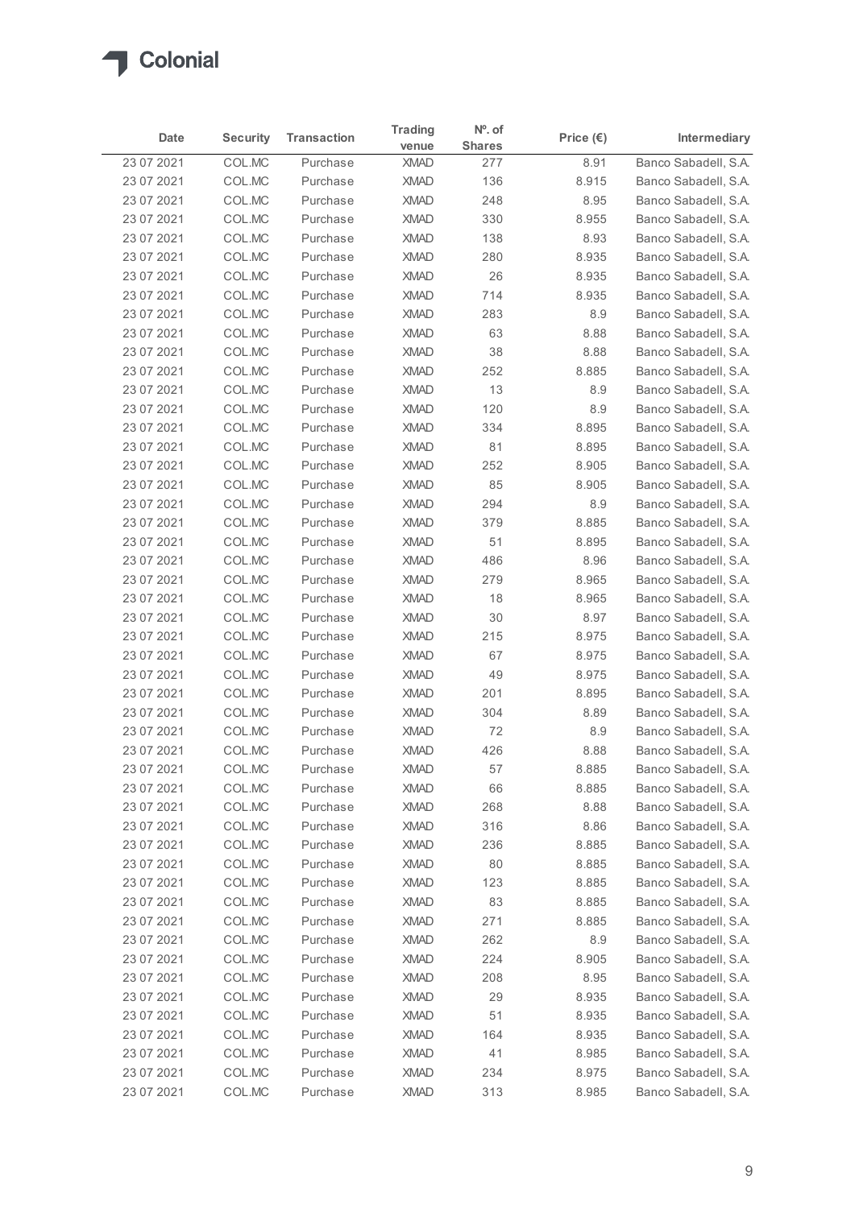| Date | Security | Transaction | Trading venue | Nº. of Shares | Price (€) | Intermediary |
|---|---|---|---|---|---|---|
| 23 07 2021 | COL.MC | Purchase | XMAD | 277 | 8.91 | Banco Sabadell, S.A. |
| 23 07 2021 | COL.MC | Purchase | XMAD | 136 | 8.915 | Banco Sabadell, S.A. |
| 23 07 2021 | COL.MC | Purchase | XMAD | 248 | 8.95 | Banco Sabadell, S.A. |
| 23 07 2021 | COL.MC | Purchase | XMAD | 330 | 8.955 | Banco Sabadell, S.A. |
| 23 07 2021 | COL.MC | Purchase | XMAD | 138 | 8.93 | Banco Sabadell, S.A. |
| 23 07 2021 | COL.MC | Purchase | XMAD | 280 | 8.935 | Banco Sabadell, S.A. |
| 23 07 2021 | COL.MC | Purchase | XMAD | 26 | 8.935 | Banco Sabadell, S.A. |
| 23 07 2021 | COL.MC | Purchase | XMAD | 714 | 8.935 | Banco Sabadell, S.A. |
| 23 07 2021 | COL.MC | Purchase | XMAD | 283 | 8.9 | Banco Sabadell, S.A. |
| 23 07 2021 | COL.MC | Purchase | XMAD | 63 | 8.88 | Banco Sabadell, S.A. |
| 23 07 2021 | COL.MC | Purchase | XMAD | 38 | 8.88 | Banco Sabadell, S.A. |
| 23 07 2021 | COL.MC | Purchase | XMAD | 252 | 8.885 | Banco Sabadell, S.A. |
| 23 07 2021 | COL.MC | Purchase | XMAD | 13 | 8.9 | Banco Sabadell, S.A. |
| 23 07 2021 | COL.MC | Purchase | XMAD | 120 | 8.9 | Banco Sabadell, S.A. |
| 23 07 2021 | COL.MC | Purchase | XMAD | 334 | 8.895 | Banco Sabadell, S.A. |
| 23 07 2021 | COL.MC | Purchase | XMAD | 81 | 8.895 | Banco Sabadell, S.A. |
| 23 07 2021 | COL.MC | Purchase | XMAD | 252 | 8.905 | Banco Sabadell, S.A. |
| 23 07 2021 | COL.MC | Purchase | XMAD | 85 | 8.905 | Banco Sabadell, S.A. |
| 23 07 2021 | COL.MC | Purchase | XMAD | 294 | 8.9 | Banco Sabadell, S.A. |
| 23 07 2021 | COL.MC | Purchase | XMAD | 379 | 8.885 | Banco Sabadell, S.A. |
| 23 07 2021 | COL.MC | Purchase | XMAD | 51 | 8.895 | Banco Sabadell, S.A. |
| 23 07 2021 | COL.MC | Purchase | XMAD | 486 | 8.96 | Banco Sabadell, S.A. |
| 23 07 2021 | COL.MC | Purchase | XMAD | 279 | 8.965 | Banco Sabadell, S.A. |
| 23 07 2021 | COL.MC | Purchase | XMAD | 18 | 8.965 | Banco Sabadell, S.A. |
| 23 07 2021 | COL.MC | Purchase | XMAD | 30 | 8.97 | Banco Sabadell, S.A. |
| 23 07 2021 | COL.MC | Purchase | XMAD | 215 | 8.975 | Banco Sabadell, S.A. |
| 23 07 2021 | COL.MC | Purchase | XMAD | 67 | 8.975 | Banco Sabadell, S.A. |
| 23 07 2021 | COL.MC | Purchase | XMAD | 49 | 8.975 | Banco Sabadell, S.A. |
| 23 07 2021 | COL.MC | Purchase | XMAD | 201 | 8.895 | Banco Sabadell, S.A. |
| 23 07 2021 | COL.MC | Purchase | XMAD | 304 | 8.89 | Banco Sabadell, S.A. |
| 23 07 2021 | COL.MC | Purchase | XMAD | 72 | 8.9 | Banco Sabadell, S.A. |
| 23 07 2021 | COL.MC | Purchase | XMAD | 426 | 8.88 | Banco Sabadell, S.A. |
| 23 07 2021 | COL.MC | Purchase | XMAD | 57 | 8.885 | Banco Sabadell, S.A. |
| 23 07 2021 | COL.MC | Purchase | XMAD | 66 | 8.885 | Banco Sabadell, S.A. |
| 23 07 2021 | COL.MC | Purchase | XMAD | 268 | 8.88 | Banco Sabadell, S.A. |
| 23 07 2021 | COL.MC | Purchase | XMAD | 316 | 8.86 | Banco Sabadell, S.A. |
| 23 07 2021 | COL.MC | Purchase | XMAD | 236 | 8.885 | Banco Sabadell, S.A. |
| 23 07 2021 | COL.MC | Purchase | XMAD | 80 | 8.885 | Banco Sabadell, S.A. |
| 23 07 2021 | COL.MC | Purchase | XMAD | 123 | 8.885 | Banco Sabadell, S.A. |
| 23 07 2021 | COL.MC | Purchase | XMAD | 83 | 8.885 | Banco Sabadell, S.A. |
| 23 07 2021 | COL.MC | Purchase | XMAD | 271 | 8.885 | Banco Sabadell, S.A. |
| 23 07 2021 | COL.MC | Purchase | XMAD | 262 | 8.9 | Banco Sabadell, S.A. |
| 23 07 2021 | COL.MC | Purchase | XMAD | 224 | 8.905 | Banco Sabadell, S.A. |
| 23 07 2021 | COL.MC | Purchase | XMAD | 208 | 8.95 | Banco Sabadell, S.A. |
| 23 07 2021 | COL.MC | Purchase | XMAD | 29 | 8.935 | Banco Sabadell, S.A. |
| 23 07 2021 | COL.MC | Purchase | XMAD | 51 | 8.935 | Banco Sabadell, S.A. |
| 23 07 2021 | COL.MC | Purchase | XMAD | 164 | 8.935 | Banco Sabadell, S.A. |
| 23 07 2021 | COL.MC | Purchase | XMAD | 41 | 8.985 | Banco Sabadell, S.A. |
| 23 07 2021 | COL.MC | Purchase | XMAD | 234 | 8.975 | Banco Sabadell, S.A. |
| 23 07 2021 | COL.MC | Purchase | XMAD | 313 | 8.985 | Banco Sabadell, S.A. |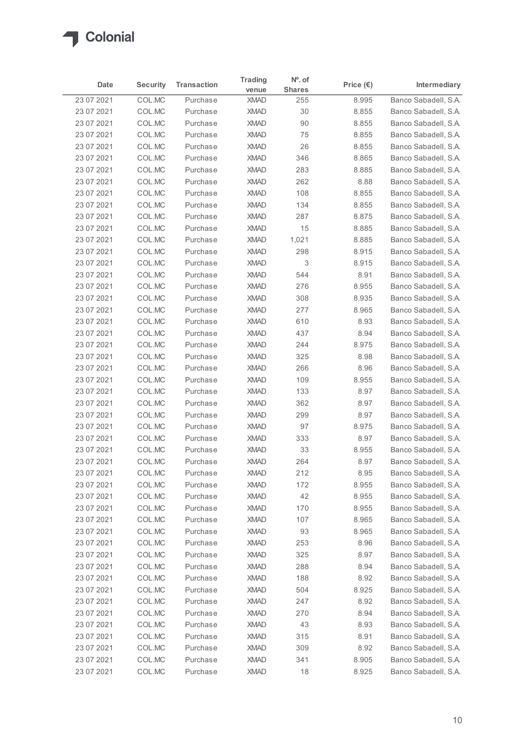| Date | Security | Transaction | Trading venue | Nº. of Shares | Price (€) | Intermediary |
|---|---|---|---|---|---|---|
| 23 07 2021 | COL.MC | Purchase | XMAD | 255 | 8.995 | Banco Sabadell, S.A. |
| 23 07 2021 | COL.MC | Purchase | XMAD | 30 | 8.855 | Banco Sabadell, S.A. |
| 23 07 2021 | COL.MC | Purchase | XMAD | 90 | 8.855 | Banco Sabadell, S.A. |
| 23 07 2021 | COL.MC | Purchase | XMAD | 75 | 8.855 | Banco Sabadell, S.A. |
| 23 07 2021 | COL.MC | Purchase | XMAD | 26 | 8.855 | Banco Sabadell, S.A. |
| 23 07 2021 | COL.MC | Purchase | XMAD | 346 | 8.865 | Banco Sabadell, S.A. |
| 23 07 2021 | COL.MC | Purchase | XMAD | 283 | 8.885 | Banco Sabadell, S.A. |
| 23 07 2021 | COL.MC | Purchase | XMAD | 262 | 8.88 | Banco Sabadell, S.A. |
| 23 07 2021 | COL.MC | Purchase | XMAD | 108 | 8.855 | Banco Sabadell, S.A. |
| 23 07 2021 | COL.MC | Purchase | XMAD | 134 | 8.855 | Banco Sabadell, S.A. |
| 23 07 2021 | COL.MC | Purchase | XMAD | 287 | 8.875 | Banco Sabadell, S.A. |
| 23 07 2021 | COL.MC | Purchase | XMAD | 15 | 8.885 | Banco Sabadell, S.A. |
| 23 07 2021 | COL.MC | Purchase | XMAD | 1,021 | 8.885 | Banco Sabadell, S.A. |
| 23 07 2021 | COL.MC | Purchase | XMAD | 298 | 8.915 | Banco Sabadell, S.A. |
| 23 07 2021 | COL.MC | Purchase | XMAD | 3 | 8.915 | Banco Sabadell, S.A. |
| 23 07 2021 | COL.MC | Purchase | XMAD | 544 | 8.91 | Banco Sabadell, S.A. |
| 23 07 2021 | COL.MC | Purchase | XMAD | 276 | 8.955 | Banco Sabadell, S.A. |
| 23 07 2021 | COL.MC | Purchase | XMAD | 308 | 8.935 | Banco Sabadell, S.A. |
| 23 07 2021 | COL.MC | Purchase | XMAD | 277 | 8.965 | Banco Sabadell, S.A. |
| 23 07 2021 | COL.MC | Purchase | XMAD | 610 | 8.93 | Banco Sabadell, S.A. |
| 23 07 2021 | COL.MC | Purchase | XMAD | 437 | 8.94 | Banco Sabadell, S.A. |
| 23 07 2021 | COL.MC | Purchase | XMAD | 244 | 8.975 | Banco Sabadell, S.A. |
| 23 07 2021 | COL.MC | Purchase | XMAD | 325 | 8.98 | Banco Sabadell, S.A. |
| 23 07 2021 | COL.MC | Purchase | XMAD | 266 | 8.96 | Banco Sabadell, S.A. |
| 23 07 2021 | COL.MC | Purchase | XMAD | 109 | 8.955 | Banco Sabadell, S.A. |
| 23 07 2021 | COL.MC | Purchase | XMAD | 133 | 8.97 | Banco Sabadell, S.A. |
| 23 07 2021 | COL.MC | Purchase | XMAD | 362 | 8.97 | Banco Sabadell, S.A. |
| 23 07 2021 | COL.MC | Purchase | XMAD | 299 | 8.97 | Banco Sabadell, S.A. |
| 23 07 2021 | COL.MC | Purchase | XMAD | 97 | 8.975 | Banco Sabadell, S.A. |
| 23 07 2021 | COL.MC | Purchase | XMAD | 333 | 8.97 | Banco Sabadell, S.A. |
| 23 07 2021 | COL.MC | Purchase | XMAD | 33 | 8.955 | Banco Sabadell, S.A. |
| 23 07 2021 | COL.MC | Purchase | XMAD | 264 | 8.97 | Banco Sabadell, S.A. |
| 23 07 2021 | COL.MC | Purchase | XMAD | 212 | 8.95 | Banco Sabadell, S.A. |
| 23 07 2021 | COL.MC | Purchase | XMAD | 172 | 8.955 | Banco Sabadell, S.A. |
| 23 07 2021 | COL.MC | Purchase | XMAD | 42 | 8.955 | Banco Sabadell, S.A. |
| 23 07 2021 | COL.MC | Purchase | XMAD | 170 | 8.955 | Banco Sabadell, S.A. |
| 23 07 2021 | COL.MC | Purchase | XMAD | 107 | 8.965 | Banco Sabadell, S.A. |
| 23 07 2021 | COL.MC | Purchase | XMAD | 93 | 8.965 | Banco Sabadell, S.A. |
| 23 07 2021 | COL.MC | Purchase | XMAD | 253 | 8.96 | Banco Sabadell, S.A. |
| 23 07 2021 | COL.MC | Purchase | XMAD | 325 | 8.97 | Banco Sabadell, S.A. |
| 23 07 2021 | COL.MC | Purchase | XMAD | 288 | 8.94 | Banco Sabadell, S.A. |
| 23 07 2021 | COL.MC | Purchase | XMAD | 188 | 8.92 | Banco Sabadell, S.A. |
| 23 07 2021 | COL.MC | Purchase | XMAD | 504 | 8.925 | Banco Sabadell, S.A. |
| 23 07 2021 | COL.MC | Purchase | XMAD | 247 | 8.92 | Banco Sabadell, S.A. |
| 23 07 2021 | COL.MC | Purchase | XMAD | 270 | 8.94 | Banco Sabadell, S.A. |
| 23 07 2021 | COL.MC | Purchase | XMAD | 43 | 8.93 | Banco Sabadell, S.A. |
| 23 07 2021 | COL.MC | Purchase | XMAD | 315 | 8.91 | Banco Sabadell, S.A. |
| 23 07 2021 | COL.MC | Purchase | XMAD | 309 | 8.92 | Banco Sabadell, S.A. |
| 23 07 2021 | COL.MC | Purchase | XMAD | 341 | 8.905 | Banco Sabadell, S.A. |
| 23 07 2021 | COL.MC | Purchase | XMAD | 18 | 8.925 | Banco Sabadell, S.A. |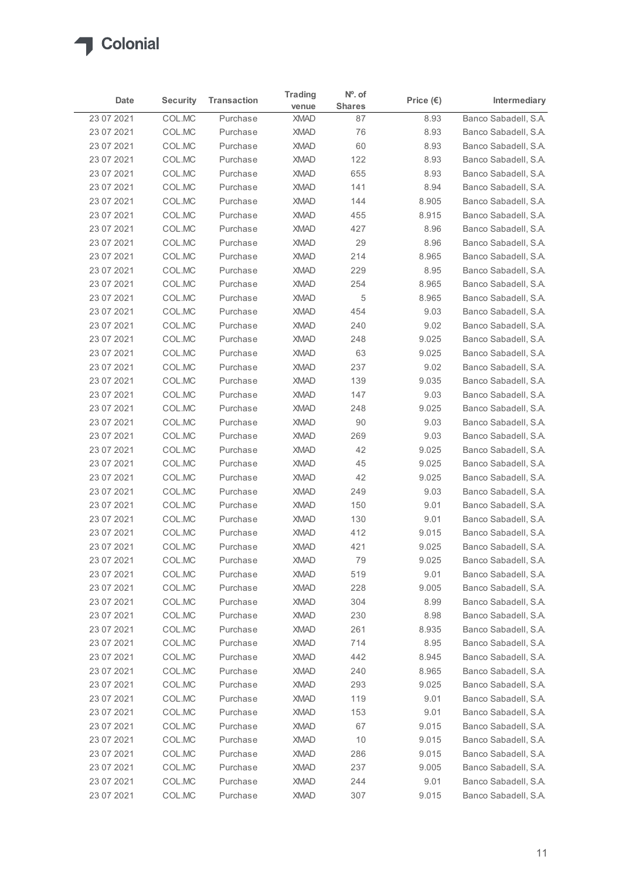| Date | Security | Transaction | Trading venue | Nº. of Shares | Price (€) | Intermediary |
|---|---|---|---|---|---|---|
| 23 07 2021 | COL.MC | Purchase | XMAD | 87 | 8.93 | Banco Sabadell, S.A. |
| 23 07 2021 | COL.MC | Purchase | XMAD | 76 | 8.93 | Banco Sabadell, S.A. |
| 23 07 2021 | COL.MC | Purchase | XMAD | 60 | 8.93 | Banco Sabadell, S.A. |
| 23 07 2021 | COL.MC | Purchase | XMAD | 122 | 8.93 | Banco Sabadell, S.A. |
| 23 07 2021 | COL.MC | Purchase | XMAD | 655 | 8.93 | Banco Sabadell, S.A. |
| 23 07 2021 | COL.MC | Purchase | XMAD | 141 | 8.94 | Banco Sabadell, S.A. |
| 23 07 2021 | COL.MC | Purchase | XMAD | 144 | 8.905 | Banco Sabadell, S.A. |
| 23 07 2021 | COL.MC | Purchase | XMAD | 455 | 8.915 | Banco Sabadell, S.A. |
| 23 07 2021 | COL.MC | Purchase | XMAD | 427 | 8.96 | Banco Sabadell, S.A. |
| 23 07 2021 | COL.MC | Purchase | XMAD | 29 | 8.96 | Banco Sabadell, S.A. |
| 23 07 2021 | COL.MC | Purchase | XMAD | 214 | 8.965 | Banco Sabadell, S.A. |
| 23 07 2021 | COL.MC | Purchase | XMAD | 229 | 8.95 | Banco Sabadell, S.A. |
| 23 07 2021 | COL.MC | Purchase | XMAD | 254 | 8.965 | Banco Sabadell, S.A. |
| 23 07 2021 | COL.MC | Purchase | XMAD | 5 | 8.965 | Banco Sabadell, S.A. |
| 23 07 2021 | COL.MC | Purchase | XMAD | 454 | 9.03 | Banco Sabadell, S.A. |
| 23 07 2021 | COL.MC | Purchase | XMAD | 240 | 9.02 | Banco Sabadell, S.A. |
| 23 07 2021 | COL.MC | Purchase | XMAD | 248 | 9.025 | Banco Sabadell, S.A. |
| 23 07 2021 | COL.MC | Purchase | XMAD | 63 | 9.025 | Banco Sabadell, S.A. |
| 23 07 2021 | COL.MC | Purchase | XMAD | 237 | 9.02 | Banco Sabadell, S.A. |
| 23 07 2021 | COL.MC | Purchase | XMAD | 139 | 9.035 | Banco Sabadell, S.A. |
| 23 07 2021 | COL.MC | Purchase | XMAD | 147 | 9.03 | Banco Sabadell, S.A. |
| 23 07 2021 | COL.MC | Purchase | XMAD | 248 | 9.025 | Banco Sabadell, S.A. |
| 23 07 2021 | COL.MC | Purchase | XMAD | 90 | 9.03 | Banco Sabadell, S.A. |
| 23 07 2021 | COL.MC | Purchase | XMAD | 269 | 9.03 | Banco Sabadell, S.A. |
| 23 07 2021 | COL.MC | Purchase | XMAD | 42 | 9.025 | Banco Sabadell, S.A. |
| 23 07 2021 | COL.MC | Purchase | XMAD | 45 | 9.025 | Banco Sabadell, S.A. |
| 23 07 2021 | COL.MC | Purchase | XMAD | 42 | 9.025 | Banco Sabadell, S.A. |
| 23 07 2021 | COL.MC | Purchase | XMAD | 249 | 9.03 | Banco Sabadell, S.A. |
| 23 07 2021 | COL.MC | Purchase | XMAD | 150 | 9.01 | Banco Sabadell, S.A. |
| 23 07 2021 | COL.MC | Purchase | XMAD | 130 | 9.01 | Banco Sabadell, S.A. |
| 23 07 2021 | COL.MC | Purchase | XMAD | 412 | 9.015 | Banco Sabadell, S.A. |
| 23 07 2021 | COL.MC | Purchase | XMAD | 421 | 9.025 | Banco Sabadell, S.A. |
| 23 07 2021 | COL.MC | Purchase | XMAD | 79 | 9.025 | Banco Sabadell, S.A. |
| 23 07 2021 | COL.MC | Purchase | XMAD | 519 | 9.01 | Banco Sabadell, S.A. |
| 23 07 2021 | COL.MC | Purchase | XMAD | 228 | 9.005 | Banco Sabadell, S.A. |
| 23 07 2021 | COL.MC | Purchase | XMAD | 304 | 8.99 | Banco Sabadell, S.A. |
| 23 07 2021 | COL.MC | Purchase | XMAD | 230 | 8.98 | Banco Sabadell, S.A. |
| 23 07 2021 | COL.MC | Purchase | XMAD | 261 | 8.935 | Banco Sabadell, S.A. |
| 23 07 2021 | COL.MC | Purchase | XMAD | 714 | 8.95 | Banco Sabadell, S.A. |
| 23 07 2021 | COL.MC | Purchase | XMAD | 442 | 8.945 | Banco Sabadell, S.A. |
| 23 07 2021 | COL.MC | Purchase | XMAD | 240 | 8.965 | Banco Sabadell, S.A. |
| 23 07 2021 | COL.MC | Purchase | XMAD | 293 | 9.025 | Banco Sabadell, S.A. |
| 23 07 2021 | COL.MC | Purchase | XMAD | 119 | 9.01 | Banco Sabadell, S.A. |
| 23 07 2021 | COL.MC | Purchase | XMAD | 153 | 9.01 | Banco Sabadell, S.A. |
| 23 07 2021 | COL.MC | Purchase | XMAD | 67 | 9.015 | Banco Sabadell, S.A. |
| 23 07 2021 | COL.MC | Purchase | XMAD | 10 | 9.015 | Banco Sabadell, S.A. |
| 23 07 2021 | COL.MC | Purchase | XMAD | 286 | 9.015 | Banco Sabadell, S.A. |
| 23 07 2021 | COL.MC | Purchase | XMAD | 237 | 9.005 | Banco Sabadell, S.A. |
| 23 07 2021 | COL.MC | Purchase | XMAD | 244 | 9.01 | Banco Sabadell, S.A. |
| 23 07 2021 | COL.MC | Purchase | XMAD | 307 | 9.015 | Banco Sabadell, S.A. |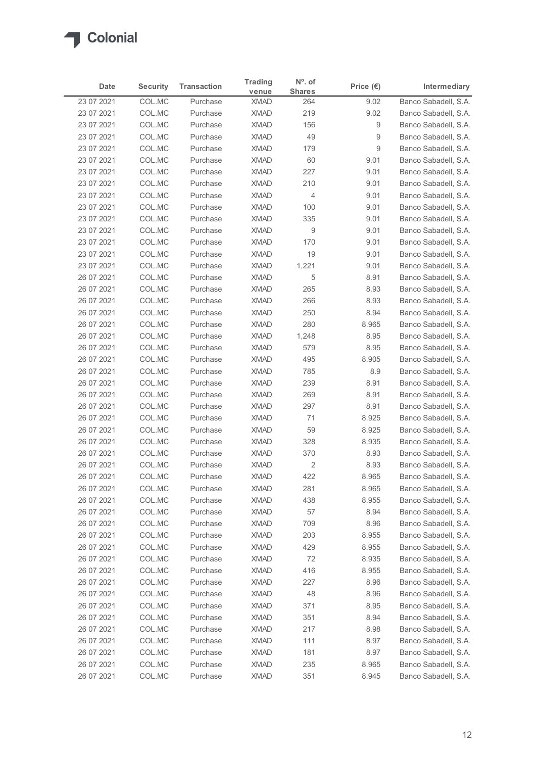# Colonial

| Date | Security | Transaction | Trading venue | Nº. of Shares | Price (€) | Intermediary |
|---|---|---|---|---|---|---|
| 23 07 2021 | COL.MC | Purchase | XMAD | 264 | 9.02 | Banco Sabadell, S.A. |
| 23 07 2021 | COL.MC | Purchase | XMAD | 219 | 9.02 | Banco Sabadell, S.A. |
| 23 07 2021 | COL.MC | Purchase | XMAD | 156 | 9 | Banco Sabadell, S.A. |
| 23 07 2021 | COL.MC | Purchase | XMAD | 49 | 9 | Banco Sabadell, S.A. |
| 23 07 2021 | COL.MC | Purchase | XMAD | 179 | 9 | Banco Sabadell, S.A. |
| 23 07 2021 | COL.MC | Purchase | XMAD | 60 | 9.01 | Banco Sabadell, S.A. |
| 23 07 2021 | COL.MC | Purchase | XMAD | 227 | 9.01 | Banco Sabadell, S.A. |
| 23 07 2021 | COL.MC | Purchase | XMAD | 210 | 9.01 | Banco Sabadell, S.A. |
| 23 07 2021 | COL.MC | Purchase | XMAD | 4 | 9.01 | Banco Sabadell, S.A. |
| 23 07 2021 | COL.MC | Purchase | XMAD | 100 | 9.01 | Banco Sabadell, S.A. |
| 23 07 2021 | COL.MC | Purchase | XMAD | 335 | 9.01 | Banco Sabadell, S.A. |
| 23 07 2021 | COL.MC | Purchase | XMAD | 9 | 9.01 | Banco Sabadell, S.A. |
| 23 07 2021 | COL.MC | Purchase | XMAD | 170 | 9.01 | Banco Sabadell, S.A. |
| 23 07 2021 | COL.MC | Purchase | XMAD | 19 | 9.01 | Banco Sabadell, S.A. |
| 23 07 2021 | COL.MC | Purchase | XMAD | 1,221 | 9.01 | Banco Sabadell, S.A. |
| 26 07 2021 | COL.MC | Purchase | XMAD | 5 | 8.91 | Banco Sabadell, S.A. |
| 26 07 2021 | COL.MC | Purchase | XMAD | 265 | 8.93 | Banco Sabadell, S.A. |
| 26 07 2021 | COL.MC | Purchase | XMAD | 266 | 8.93 | Banco Sabadell, S.A. |
| 26 07 2021 | COL.MC | Purchase | XMAD | 250 | 8.94 | Banco Sabadell, S.A. |
| 26 07 2021 | COL.MC | Purchase | XMAD | 280 | 8.965 | Banco Sabadell, S.A. |
| 26 07 2021 | COL.MC | Purchase | XMAD | 1,248 | 8.95 | Banco Sabadell, S.A. |
| 26 07 2021 | COL.MC | Purchase | XMAD | 579 | 8.95 | Banco Sabadell, S.A. |
| 26 07 2021 | COL.MC | Purchase | XMAD | 495 | 8.905 | Banco Sabadell, S.A. |
| 26 07 2021 | COL.MC | Purchase | XMAD | 785 | 8.9 | Banco Sabadell, S.A. |
| 26 07 2021 | COL.MC | Purchase | XMAD | 239 | 8.91 | Banco Sabadell, S.A. |
| 26 07 2021 | COL.MC | Purchase | XMAD | 269 | 8.91 | Banco Sabadell, S.A. |
| 26 07 2021 | COL.MC | Purchase | XMAD | 297 | 8.91 | Banco Sabadell, S.A. |
| 26 07 2021 | COL.MC | Purchase | XMAD | 71 | 8.925 | Banco Sabadell, S.A. |
| 26 07 2021 | COL.MC | Purchase | XMAD | 59 | 8.925 | Banco Sabadell, S.A. |
| 26 07 2021 | COL.MC | Purchase | XMAD | 328 | 8.935 | Banco Sabadell, S.A. |
| 26 07 2021 | COL.MC | Purchase | XMAD | 370 | 8.93 | Banco Sabadell, S.A. |
| 26 07 2021 | COL.MC | Purchase | XMAD | 2 | 8.93 | Banco Sabadell, S.A. |
| 26 07 2021 | COL.MC | Purchase | XMAD | 422 | 8.965 | Banco Sabadell, S.A. |
| 26 07 2021 | COL.MC | Purchase | XMAD | 281 | 8.965 | Banco Sabadell, S.A. |
| 26 07 2021 | COL.MC | Purchase | XMAD | 438 | 8.955 | Banco Sabadell, S.A. |
| 26 07 2021 | COL.MC | Purchase | XMAD | 57 | 8.94 | Banco Sabadell, S.A. |
| 26 07 2021 | COL.MC | Purchase | XMAD | 709 | 8.96 | Banco Sabadell, S.A. |
| 26 07 2021 | COL.MC | Purchase | XMAD | 203 | 8.955 | Banco Sabadell, S.A. |
| 26 07 2021 | COL.MC | Purchase | XMAD | 429 | 8.955 | Banco Sabadell, S.A. |
| 26 07 2021 | COL.MC | Purchase | XMAD | 72 | 8.935 | Banco Sabadell, S.A. |
| 26 07 2021 | COL.MC | Purchase | XMAD | 416 | 8.955 | Banco Sabadell, S.A. |
| 26 07 2021 | COL.MC | Purchase | XMAD | 227 | 8.96 | Banco Sabadell, S.A. |
| 26 07 2021 | COL.MC | Purchase | XMAD | 48 | 8.96 | Banco Sabadell, S.A. |
| 26 07 2021 | COL.MC | Purchase | XMAD | 371 | 8.95 | Banco Sabadell, S.A. |
| 26 07 2021 | COL.MC | Purchase | XMAD | 351 | 8.94 | Banco Sabadell, S.A. |
| 26 07 2021 | COL.MC | Purchase | XMAD | 217 | 8.98 | Banco Sabadell, S.A. |
| 26 07 2021 | COL.MC | Purchase | XMAD | 111 | 8.97 | Banco Sabadell, S.A. |
| 26 07 2021 | COL.MC | Purchase | XMAD | 181 | 8.97 | Banco Sabadell, S.A. |
| 26 07 2021 | COL.MC | Purchase | XMAD | 235 | 8.965 | Banco Sabadell, S.A. |
| 26 07 2021 | COL.MC | Purchase | XMAD | 351 | 8.945 | Banco Sabadell, S.A. |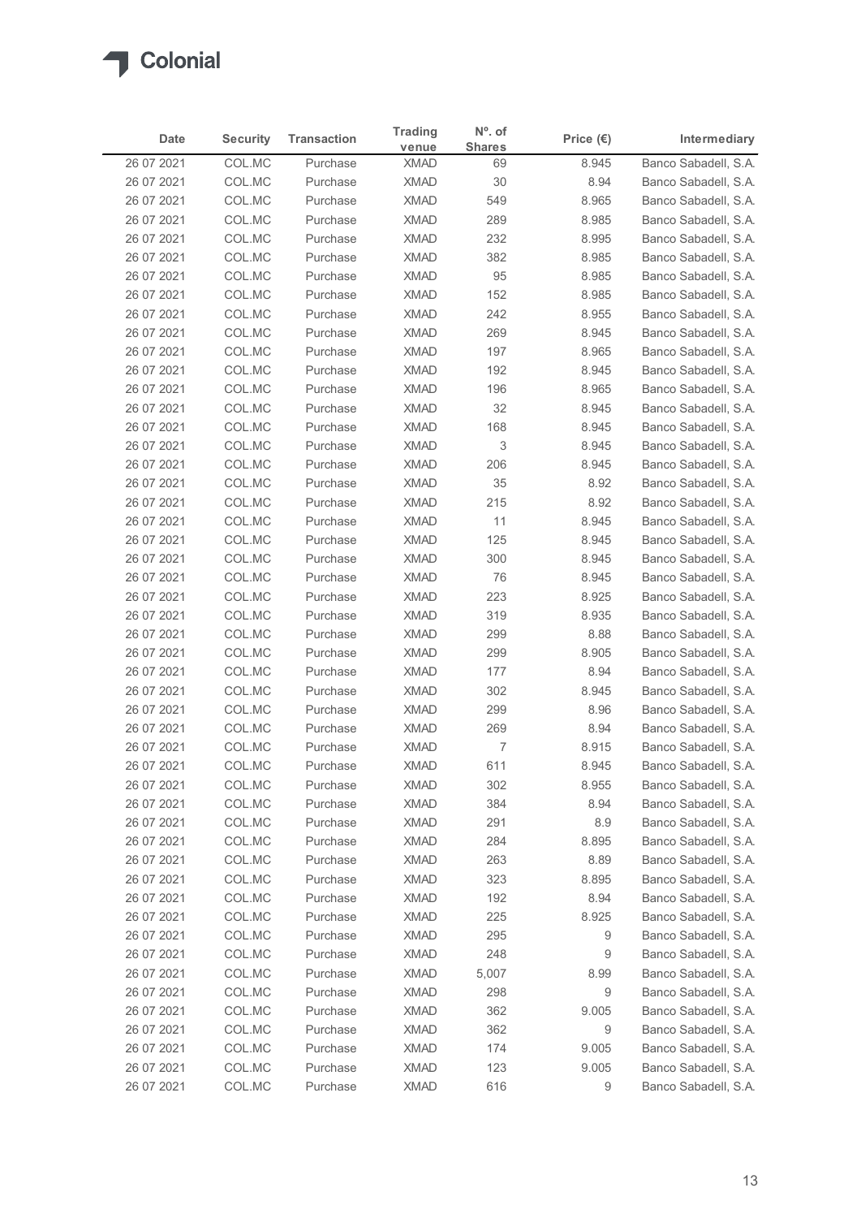| Date | Security | Transaction | Trading venue | Nº. of Shares | Price (€) | Intermediary |
|---|---|---|---|---|---|---|
| 26 07 2021 | COL.MC | Purchase | XMAD | 69 | 8.945 | Banco Sabadell, S.A. |
| 26 07 2021 | COL.MC | Purchase | XMAD | 30 | 8.94 | Banco Sabadell, S.A. |
| 26 07 2021 | COL.MC | Purchase | XMAD | 549 | 8.965 | Banco Sabadell, S.A. |
| 26 07 2021 | COL.MC | Purchase | XMAD | 289 | 8.985 | Banco Sabadell, S.A. |
| 26 07 2021 | COL.MC | Purchase | XMAD | 232 | 8.995 | Banco Sabadell, S.A. |
| 26 07 2021 | COL.MC | Purchase | XMAD | 382 | 8.985 | Banco Sabadell, S.A. |
| 26 07 2021 | COL.MC | Purchase | XMAD | 95 | 8.985 | Banco Sabadell, S.A. |
| 26 07 2021 | COL.MC | Purchase | XMAD | 152 | 8.985 | Banco Sabadell, S.A. |
| 26 07 2021 | COL.MC | Purchase | XMAD | 242 | 8.955 | Banco Sabadell, S.A. |
| 26 07 2021 | COL.MC | Purchase | XMAD | 269 | 8.945 | Banco Sabadell, S.A. |
| 26 07 2021 | COL.MC | Purchase | XMAD | 197 | 8.965 | Banco Sabadell, S.A. |
| 26 07 2021 | COL.MC | Purchase | XMAD | 192 | 8.945 | Banco Sabadell, S.A. |
| 26 07 2021 | COL.MC | Purchase | XMAD | 196 | 8.965 | Banco Sabadell, S.A. |
| 26 07 2021 | COL.MC | Purchase | XMAD | 32 | 8.945 | Banco Sabadell, S.A. |
| 26 07 2021 | COL.MC | Purchase | XMAD | 168 | 8.945 | Banco Sabadell, S.A. |
| 26 07 2021 | COL.MC | Purchase | XMAD | 3 | 8.945 | Banco Sabadell, S.A. |
| 26 07 2021 | COL.MC | Purchase | XMAD | 206 | 8.945 | Banco Sabadell, S.A. |
| 26 07 2021 | COL.MC | Purchase | XMAD | 35 | 8.92 | Banco Sabadell, S.A. |
| 26 07 2021 | COL.MC | Purchase | XMAD | 215 | 8.92 | Banco Sabadell, S.A. |
| 26 07 2021 | COL.MC | Purchase | XMAD | 11 | 8.945 | Banco Sabadell, S.A. |
| 26 07 2021 | COL.MC | Purchase | XMAD | 125 | 8.945 | Banco Sabadell, S.A. |
| 26 07 2021 | COL.MC | Purchase | XMAD | 300 | 8.945 | Banco Sabadell, S.A. |
| 26 07 2021 | COL.MC | Purchase | XMAD | 76 | 8.945 | Banco Sabadell, S.A. |
| 26 07 2021 | COL.MC | Purchase | XMAD | 223 | 8.925 | Banco Sabadell, S.A. |
| 26 07 2021 | COL.MC | Purchase | XMAD | 319 | 8.935 | Banco Sabadell, S.A. |
| 26 07 2021 | COL.MC | Purchase | XMAD | 299 | 8.88 | Banco Sabadell, S.A. |
| 26 07 2021 | COL.MC | Purchase | XMAD | 299 | 8.905 | Banco Sabadell, S.A. |
| 26 07 2021 | COL.MC | Purchase | XMAD | 177 | 8.94 | Banco Sabadell, S.A. |
| 26 07 2021 | COL.MC | Purchase | XMAD | 302 | 8.945 | Banco Sabadell, S.A. |
| 26 07 2021 | COL.MC | Purchase | XMAD | 299 | 8.96 | Banco Sabadell, S.A. |
| 26 07 2021 | COL.MC | Purchase | XMAD | 269 | 8.94 | Banco Sabadell, S.A. |
| 26 07 2021 | COL.MC | Purchase | XMAD | 7 | 8.915 | Banco Sabadell, S.A. |
| 26 07 2021 | COL.MC | Purchase | XMAD | 611 | 8.945 | Banco Sabadell, S.A. |
| 26 07 2021 | COL.MC | Purchase | XMAD | 302 | 8.955 | Banco Sabadell, S.A. |
| 26 07 2021 | COL.MC | Purchase | XMAD | 384 | 8.94 | Banco Sabadell, S.A. |
| 26 07 2021 | COL.MC | Purchase | XMAD | 291 | 8.9 | Banco Sabadell, S.A. |
| 26 07 2021 | COL.MC | Purchase | XMAD | 284 | 8.895 | Banco Sabadell, S.A. |
| 26 07 2021 | COL.MC | Purchase | XMAD | 263 | 8.89 | Banco Sabadell, S.A. |
| 26 07 2021 | COL.MC | Purchase | XMAD | 323 | 8.895 | Banco Sabadell, S.A. |
| 26 07 2021 | COL.MC | Purchase | XMAD | 192 | 8.94 | Banco Sabadell, S.A. |
| 26 07 2021 | COL.MC | Purchase | XMAD | 225 | 8.925 | Banco Sabadell, S.A. |
| 26 07 2021 | COL.MC | Purchase | XMAD | 295 | 9 | Banco Sabadell, S.A. |
| 26 07 2021 | COL.MC | Purchase | XMAD | 248 | 9 | Banco Sabadell, S.A. |
| 26 07 2021 | COL.MC | Purchase | XMAD | 5,007 | 8.99 | Banco Sabadell, S.A. |
| 26 07 2021 | COL.MC | Purchase | XMAD | 298 | 9 | Banco Sabadell, S.A. |
| 26 07 2021 | COL.MC | Purchase | XMAD | 362 | 9.005 | Banco Sabadell, S.A. |
| 26 07 2021 | COL.MC | Purchase | XMAD | 362 | 9 | Banco Sabadell, S.A. |
| 26 07 2021 | COL.MC | Purchase | XMAD | 174 | 9.005 | Banco Sabadell, S.A. |
| 26 07 2021 | COL.MC | Purchase | XMAD | 123 | 9.005 | Banco Sabadell, S.A. |
| 26 07 2021 | COL.MC | Purchase | XMAD | 616 | 9 | Banco Sabadell, S.A. |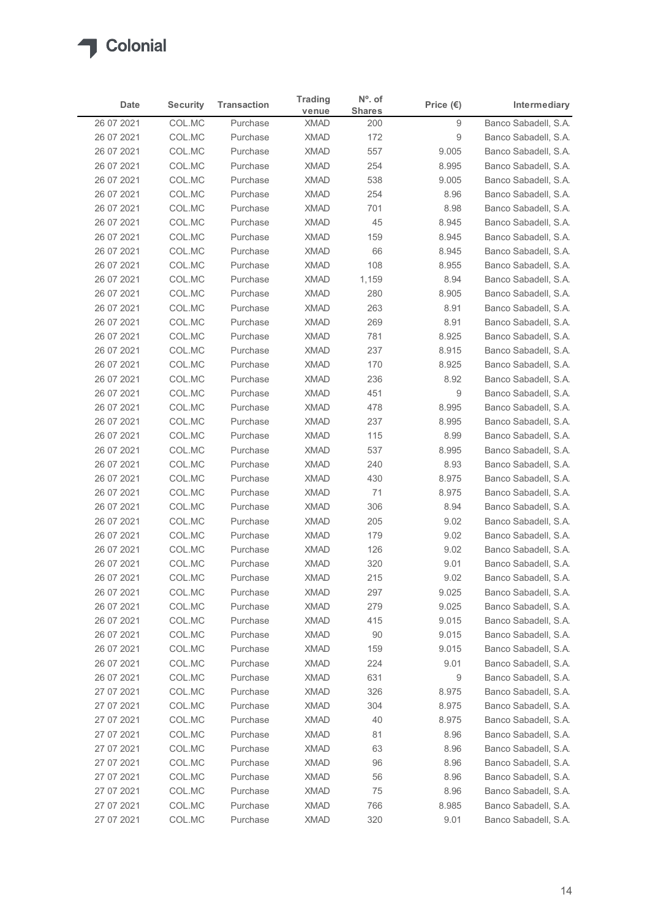| Date | Security | Transaction | Trading venue | Nº. of Shares | Price (€) | Intermediary |
|---|---|---|---|---|---|---|
| 26 07 2021 | COL.MC | Purchase | XMAD | 200 | 9 | Banco Sabadell, S.A. |
| 26 07 2021 | COL.MC | Purchase | XMAD | 172 | 9 | Banco Sabadell, S.A. |
| 26 07 2021 | COL.MC | Purchase | XMAD | 557 | 9.005 | Banco Sabadell, S.A. |
| 26 07 2021 | COL.MC | Purchase | XMAD | 254 | 8.995 | Banco Sabadell, S.A. |
| 26 07 2021 | COL.MC | Purchase | XMAD | 538 | 9.005 | Banco Sabadell, S.A. |
| 26 07 2021 | COL.MC | Purchase | XMAD | 254 | 8.96 | Banco Sabadell, S.A. |
| 26 07 2021 | COL.MC | Purchase | XMAD | 701 | 8.98 | Banco Sabadell, S.A. |
| 26 07 2021 | COL.MC | Purchase | XMAD | 45 | 8.945 | Banco Sabadell, S.A. |
| 26 07 2021 | COL.MC | Purchase | XMAD | 159 | 8.945 | Banco Sabadell, S.A. |
| 26 07 2021 | COL.MC | Purchase | XMAD | 66 | 8.945 | Banco Sabadell, S.A. |
| 26 07 2021 | COL.MC | Purchase | XMAD | 108 | 8.955 | Banco Sabadell, S.A. |
| 26 07 2021 | COL.MC | Purchase | XMAD | 1,159 | 8.94 | Banco Sabadell, S.A. |
| 26 07 2021 | COL.MC | Purchase | XMAD | 280 | 8.905 | Banco Sabadell, S.A. |
| 26 07 2021 | COL.MC | Purchase | XMAD | 263 | 8.91 | Banco Sabadell, S.A. |
| 26 07 2021 | COL.MC | Purchase | XMAD | 269 | 8.91 | Banco Sabadell, S.A. |
| 26 07 2021 | COL.MC | Purchase | XMAD | 781 | 8.925 | Banco Sabadell, S.A. |
| 26 07 2021 | COL.MC | Purchase | XMAD | 237 | 8.915 | Banco Sabadell, S.A. |
| 26 07 2021 | COL.MC | Purchase | XMAD | 170 | 8.925 | Banco Sabadell, S.A. |
| 26 07 2021 | COL.MC | Purchase | XMAD | 236 | 8.92 | Banco Sabadell, S.A. |
| 26 07 2021 | COL.MC | Purchase | XMAD | 451 | 9 | Banco Sabadell, S.A. |
| 26 07 2021 | COL.MC | Purchase | XMAD | 478 | 8.995 | Banco Sabadell, S.A. |
| 26 07 2021 | COL.MC | Purchase | XMAD | 237 | 8.995 | Banco Sabadell, S.A. |
| 26 07 2021 | COL.MC | Purchase | XMAD | 115 | 8.99 | Banco Sabadell, S.A. |
| 26 07 2021 | COL.MC | Purchase | XMAD | 537 | 8.995 | Banco Sabadell, S.A. |
| 26 07 2021 | COL.MC | Purchase | XMAD | 240 | 8.93 | Banco Sabadell, S.A. |
| 26 07 2021 | COL.MC | Purchase | XMAD | 430 | 8.975 | Banco Sabadell, S.A. |
| 26 07 2021 | COL.MC | Purchase | XMAD | 71 | 8.975 | Banco Sabadell, S.A. |
| 26 07 2021 | COL.MC | Purchase | XMAD | 306 | 8.94 | Banco Sabadell, S.A. |
| 26 07 2021 | COL.MC | Purchase | XMAD | 205 | 9.02 | Banco Sabadell, S.A. |
| 26 07 2021 | COL.MC | Purchase | XMAD | 179 | 9.02 | Banco Sabadell, S.A. |
| 26 07 2021 | COL.MC | Purchase | XMAD | 126 | 9.02 | Banco Sabadell, S.A. |
| 26 07 2021 | COL.MC | Purchase | XMAD | 320 | 9.01 | Banco Sabadell, S.A. |
| 26 07 2021 | COL.MC | Purchase | XMAD | 215 | 9.02 | Banco Sabadell, S.A. |
| 26 07 2021 | COL.MC | Purchase | XMAD | 297 | 9.025 | Banco Sabadell, S.A. |
| 26 07 2021 | COL.MC | Purchase | XMAD | 279 | 9.025 | Banco Sabadell, S.A. |
| 26 07 2021 | COL.MC | Purchase | XMAD | 415 | 9.015 | Banco Sabadell, S.A. |
| 26 07 2021 | COL.MC | Purchase | XMAD | 90 | 9.015 | Banco Sabadell, S.A. |
| 26 07 2021 | COL.MC | Purchase | XMAD | 159 | 9.015 | Banco Sabadell, S.A. |
| 26 07 2021 | COL.MC | Purchase | XMAD | 224 | 9.01 | Banco Sabadell, S.A. |
| 26 07 2021 | COL.MC | Purchase | XMAD | 631 | 9 | Banco Sabadell, S.A. |
| 27 07 2021 | COL.MC | Purchase | XMAD | 326 | 8.975 | Banco Sabadell, S.A. |
| 27 07 2021 | COL.MC | Purchase | XMAD | 304 | 8.975 | Banco Sabadell, S.A. |
| 27 07 2021 | COL.MC | Purchase | XMAD | 40 | 8.975 | Banco Sabadell, S.A. |
| 27 07 2021 | COL.MC | Purchase | XMAD | 81 | 8.96 | Banco Sabadell, S.A. |
| 27 07 2021 | COL.MC | Purchase | XMAD | 63 | 8.96 | Banco Sabadell, S.A. |
| 27 07 2021 | COL.MC | Purchase | XMAD | 96 | 8.96 | Banco Sabadell, S.A. |
| 27 07 2021 | COL.MC | Purchase | XMAD | 56 | 8.96 | Banco Sabadell, S.A. |
| 27 07 2021 | COL.MC | Purchase | XMAD | 75 | 8.96 | Banco Sabadell, S.A. |
| 27 07 2021 | COL.MC | Purchase | XMAD | 766 | 8.985 | Banco Sabadell, S.A. |
| 27 07 2021 | COL.MC | Purchase | XMAD | 320 | 9.01 | Banco Sabadell, S.A. |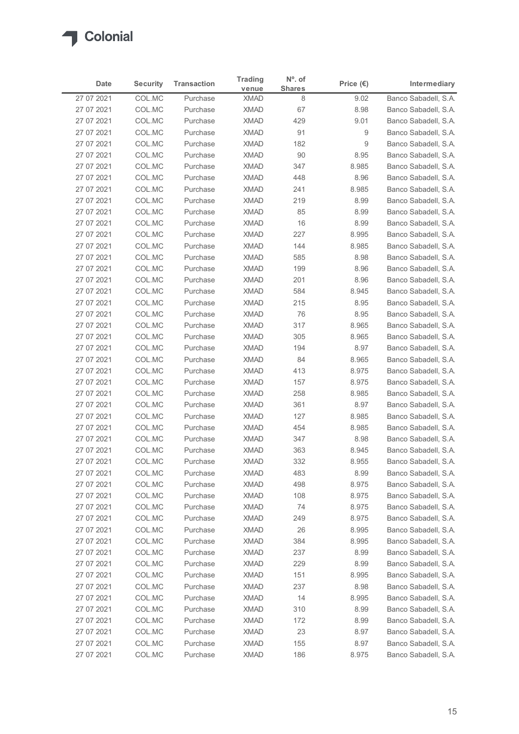# Colonial

| Date | Security | Transaction | Trading venue | Nº. of Shares | Price (€) | Intermediary |
|---|---|---|---|---|---|---|
| 27 07 2021 | COL.MC | Purchase | XMAD | 8 | 9.02 | Banco Sabadell, S.A. |
| 27 07 2021 | COL.MC | Purchase | XMAD | 67 | 8.98 | Banco Sabadell, S.A. |
| 27 07 2021 | COL.MC | Purchase | XMAD | 429 | 9.01 | Banco Sabadell, S.A. |
| 27 07 2021 | COL.MC | Purchase | XMAD | 91 | 9 | Banco Sabadell, S.A. |
| 27 07 2021 | COL.MC | Purchase | XMAD | 182 | 9 | Banco Sabadell, S.A. |
| 27 07 2021 | COL.MC | Purchase | XMAD | 90 | 8.95 | Banco Sabadell, S.A. |
| 27 07 2021 | COL.MC | Purchase | XMAD | 347 | 8.985 | Banco Sabadell, S.A. |
| 27 07 2021 | COL.MC | Purchase | XMAD | 448 | 8.96 | Banco Sabadell, S.A. |
| 27 07 2021 | COL.MC | Purchase | XMAD | 241 | 8.985 | Banco Sabadell, S.A. |
| 27 07 2021 | COL.MC | Purchase | XMAD | 219 | 8.99 | Banco Sabadell, S.A. |
| 27 07 2021 | COL.MC | Purchase | XMAD | 85 | 8.99 | Banco Sabadell, S.A. |
| 27 07 2021 | COL.MC | Purchase | XMAD | 16 | 8.99 | Banco Sabadell, S.A. |
| 27 07 2021 | COL.MC | Purchase | XMAD | 227 | 8.995 | Banco Sabadell, S.A. |
| 27 07 2021 | COL.MC | Purchase | XMAD | 144 | 8.985 | Banco Sabadell, S.A. |
| 27 07 2021 | COL.MC | Purchase | XMAD | 585 | 8.98 | Banco Sabadell, S.A. |
| 27 07 2021 | COL.MC | Purchase | XMAD | 199 | 8.96 | Banco Sabadell, S.A. |
| 27 07 2021 | COL.MC | Purchase | XMAD | 201 | 8.96 | Banco Sabadell, S.A. |
| 27 07 2021 | COL.MC | Purchase | XMAD | 584 | 8.945 | Banco Sabadell, S.A. |
| 27 07 2021 | COL.MC | Purchase | XMAD | 215 | 8.95 | Banco Sabadell, S.A. |
| 27 07 2021 | COL.MC | Purchase | XMAD | 76 | 8.95 | Banco Sabadell, S.A. |
| 27 07 2021 | COL.MC | Purchase | XMAD | 317 | 8.965 | Banco Sabadell, S.A. |
| 27 07 2021 | COL.MC | Purchase | XMAD | 305 | 8.965 | Banco Sabadell, S.A. |
| 27 07 2021 | COL.MC | Purchase | XMAD | 194 | 8.97 | Banco Sabadell, S.A. |
| 27 07 2021 | COL.MC | Purchase | XMAD | 84 | 8.965 | Banco Sabadell, S.A. |
| 27 07 2021 | COL.MC | Purchase | XMAD | 413 | 8.975 | Banco Sabadell, S.A. |
| 27 07 2021 | COL.MC | Purchase | XMAD | 157 | 8.975 | Banco Sabadell, S.A. |
| 27 07 2021 | COL.MC | Purchase | XMAD | 258 | 8.985 | Banco Sabadell, S.A. |
| 27 07 2021 | COL.MC | Purchase | XMAD | 361 | 8.97 | Banco Sabadell, S.A. |
| 27 07 2021 | COL.MC | Purchase | XMAD | 127 | 8.985 | Banco Sabadell, S.A. |
| 27 07 2021 | COL.MC | Purchase | XMAD | 454 | 8.985 | Banco Sabadell, S.A. |
| 27 07 2021 | COL.MC | Purchase | XMAD | 347 | 8.98 | Banco Sabadell, S.A. |
| 27 07 2021 | COL.MC | Purchase | XMAD | 363 | 8.945 | Banco Sabadell, S.A. |
| 27 07 2021 | COL.MC | Purchase | XMAD | 332 | 8.955 | Banco Sabadell, S.A. |
| 27 07 2021 | COL.MC | Purchase | XMAD | 483 | 8.99 | Banco Sabadell, S.A. |
| 27 07 2021 | COL.MC | Purchase | XMAD | 498 | 8.975 | Banco Sabadell, S.A. |
| 27 07 2021 | COL.MC | Purchase | XMAD | 108 | 8.975 | Banco Sabadell, S.A. |
| 27 07 2021 | COL.MC | Purchase | XMAD | 74 | 8.975 | Banco Sabadell, S.A. |
| 27 07 2021 | COL.MC | Purchase | XMAD | 249 | 8.975 | Banco Sabadell, S.A. |
| 27 07 2021 | COL.MC | Purchase | XMAD | 26 | 8.995 | Banco Sabadell, S.A. |
| 27 07 2021 | COL.MC | Purchase | XMAD | 384 | 8.995 | Banco Sabadell, S.A. |
| 27 07 2021 | COL.MC | Purchase | XMAD | 237 | 8.99 | Banco Sabadell, S.A. |
| 27 07 2021 | COL.MC | Purchase | XMAD | 229 | 8.99 | Banco Sabadell, S.A. |
| 27 07 2021 | COL.MC | Purchase | XMAD | 151 | 8.995 | Banco Sabadell, S.A. |
| 27 07 2021 | COL.MC | Purchase | XMAD | 237 | 8.98 | Banco Sabadell, S.A. |
| 27 07 2021 | COL.MC | Purchase | XMAD | 14 | 8.995 | Banco Sabadell, S.A. |
| 27 07 2021 | COL.MC | Purchase | XMAD | 310 | 8.99 | Banco Sabadell, S.A. |
| 27 07 2021 | COL.MC | Purchase | XMAD | 172 | 8.99 | Banco Sabadell, S.A. |
| 27 07 2021 | COL.MC | Purchase | XMAD | 23 | 8.97 | Banco Sabadell, S.A. |
| 27 07 2021 | COL.MC | Purchase | XMAD | 155 | 8.97 | Banco Sabadell, S.A. |
| 27 07 2021 | COL.MC | Purchase | XMAD | 186 | 8.975 | Banco Sabadell, S.A. |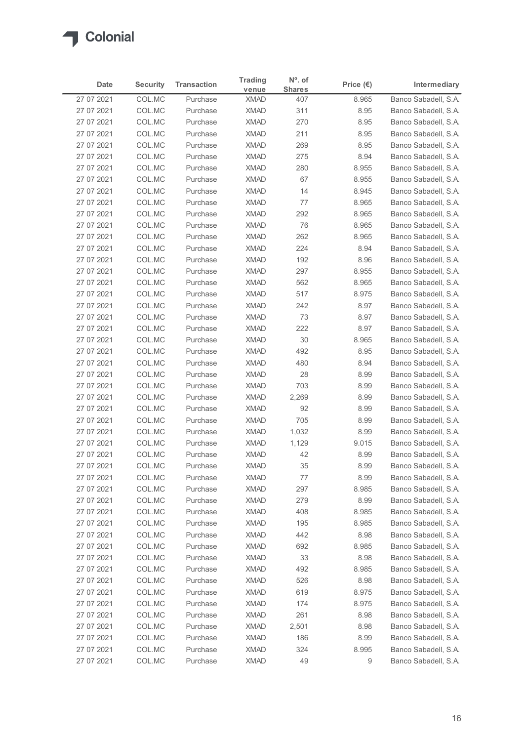| Date | Security | Transaction | Trading venue | Nº. of Shares | Price (€) | Intermediary |
|---|---|---|---|---|---|---|
| 27 07 2021 | COL.MC | Purchase | XMAD | 407 | 8.965 | Banco Sabadell, S.A. |
| 27 07 2021 | COL.MC | Purchase | XMAD | 311 | 8.95 | Banco Sabadell, S.A. |
| 27 07 2021 | COL.MC | Purchase | XMAD | 270 | 8.95 | Banco Sabadell, S.A. |
| 27 07 2021 | COL.MC | Purchase | XMAD | 211 | 8.95 | Banco Sabadell, S.A. |
| 27 07 2021 | COL.MC | Purchase | XMAD | 269 | 8.95 | Banco Sabadell, S.A. |
| 27 07 2021 | COL.MC | Purchase | XMAD | 275 | 8.94 | Banco Sabadell, S.A. |
| 27 07 2021 | COL.MC | Purchase | XMAD | 280 | 8.955 | Banco Sabadell, S.A. |
| 27 07 2021 | COL.MC | Purchase | XMAD | 67 | 8.955 | Banco Sabadell, S.A. |
| 27 07 2021 | COL.MC | Purchase | XMAD | 14 | 8.945 | Banco Sabadell, S.A. |
| 27 07 2021 | COL.MC | Purchase | XMAD | 77 | 8.965 | Banco Sabadell, S.A. |
| 27 07 2021 | COL.MC | Purchase | XMAD | 292 | 8.965 | Banco Sabadell, S.A. |
| 27 07 2021 | COL.MC | Purchase | XMAD | 76 | 8.965 | Banco Sabadell, S.A. |
| 27 07 2021 | COL.MC | Purchase | XMAD | 262 | 8.965 | Banco Sabadell, S.A. |
| 27 07 2021 | COL.MC | Purchase | XMAD | 224 | 8.94 | Banco Sabadell, S.A. |
| 27 07 2021 | COL.MC | Purchase | XMAD | 192 | 8.96 | Banco Sabadell, S.A. |
| 27 07 2021 | COL.MC | Purchase | XMAD | 297 | 8.955 | Banco Sabadell, S.A. |
| 27 07 2021 | COL.MC | Purchase | XMAD | 562 | 8.965 | Banco Sabadell, S.A. |
| 27 07 2021 | COL.MC | Purchase | XMAD | 517 | 8.975 | Banco Sabadell, S.A. |
| 27 07 2021 | COL.MC | Purchase | XMAD | 242 | 8.97 | Banco Sabadell, S.A. |
| 27 07 2021 | COL.MC | Purchase | XMAD | 73 | 8.97 | Banco Sabadell, S.A. |
| 27 07 2021 | COL.MC | Purchase | XMAD | 222 | 8.97 | Banco Sabadell, S.A. |
| 27 07 2021 | COL.MC | Purchase | XMAD | 30 | 8.965 | Banco Sabadell, S.A. |
| 27 07 2021 | COL.MC | Purchase | XMAD | 492 | 8.95 | Banco Sabadell, S.A. |
| 27 07 2021 | COL.MC | Purchase | XMAD | 480 | 8.94 | Banco Sabadell, S.A. |
| 27 07 2021 | COL.MC | Purchase | XMAD | 28 | 8.99 | Banco Sabadell, S.A. |
| 27 07 2021 | COL.MC | Purchase | XMAD | 703 | 8.99 | Banco Sabadell, S.A. |
| 27 07 2021 | COL.MC | Purchase | XMAD | 2,269 | 8.99 | Banco Sabadell, S.A. |
| 27 07 2021 | COL.MC | Purchase | XMAD | 92 | 8.99 | Banco Sabadell, S.A. |
| 27 07 2021 | COL.MC | Purchase | XMAD | 705 | 8.99 | Banco Sabadell, S.A. |
| 27 07 2021 | COL.MC | Purchase | XMAD | 1,032 | 8.99 | Banco Sabadell, S.A. |
| 27 07 2021 | COL.MC | Purchase | XMAD | 1,129 | 9.015 | Banco Sabadell, S.A. |
| 27 07 2021 | COL.MC | Purchase | XMAD | 42 | 8.99 | Banco Sabadell, S.A. |
| 27 07 2021 | COL.MC | Purchase | XMAD | 35 | 8.99 | Banco Sabadell, S.A. |
| 27 07 2021 | COL.MC | Purchase | XMAD | 77 | 8.99 | Banco Sabadell, S.A. |
| 27 07 2021 | COL.MC | Purchase | XMAD | 297 | 8.985 | Banco Sabadell, S.A. |
| 27 07 2021 | COL.MC | Purchase | XMAD | 279 | 8.99 | Banco Sabadell, S.A. |
| 27 07 2021 | COL.MC | Purchase | XMAD | 408 | 8.985 | Banco Sabadell, S.A. |
| 27 07 2021 | COL.MC | Purchase | XMAD | 195 | 8.985 | Banco Sabadell, S.A. |
| 27 07 2021 | COL.MC | Purchase | XMAD | 442 | 8.98 | Banco Sabadell, S.A. |
| 27 07 2021 | COL.MC | Purchase | XMAD | 692 | 8.985 | Banco Sabadell, S.A. |
| 27 07 2021 | COL.MC | Purchase | XMAD | 33 | 8.98 | Banco Sabadell, S.A. |
| 27 07 2021 | COL.MC | Purchase | XMAD | 492 | 8.985 | Banco Sabadell, S.A. |
| 27 07 2021 | COL.MC | Purchase | XMAD | 526 | 8.98 | Banco Sabadell, S.A. |
| 27 07 2021 | COL.MC | Purchase | XMAD | 619 | 8.975 | Banco Sabadell, S.A. |
| 27 07 2021 | COL.MC | Purchase | XMAD | 174 | 8.975 | Banco Sabadell, S.A. |
| 27 07 2021 | COL.MC | Purchase | XMAD | 261 | 8.98 | Banco Sabadell, S.A. |
| 27 07 2021 | COL.MC | Purchase | XMAD | 2,501 | 8.98 | Banco Sabadell, S.A. |
| 27 07 2021 | COL.MC | Purchase | XMAD | 186 | 8.99 | Banco Sabadell, S.A. |
| 27 07 2021 | COL.MC | Purchase | XMAD | 324 | 8.995 | Banco Sabadell, S.A. |
| 27 07 2021 | COL.MC | Purchase | XMAD | 49 | 9 | Banco Sabadell, S.A. |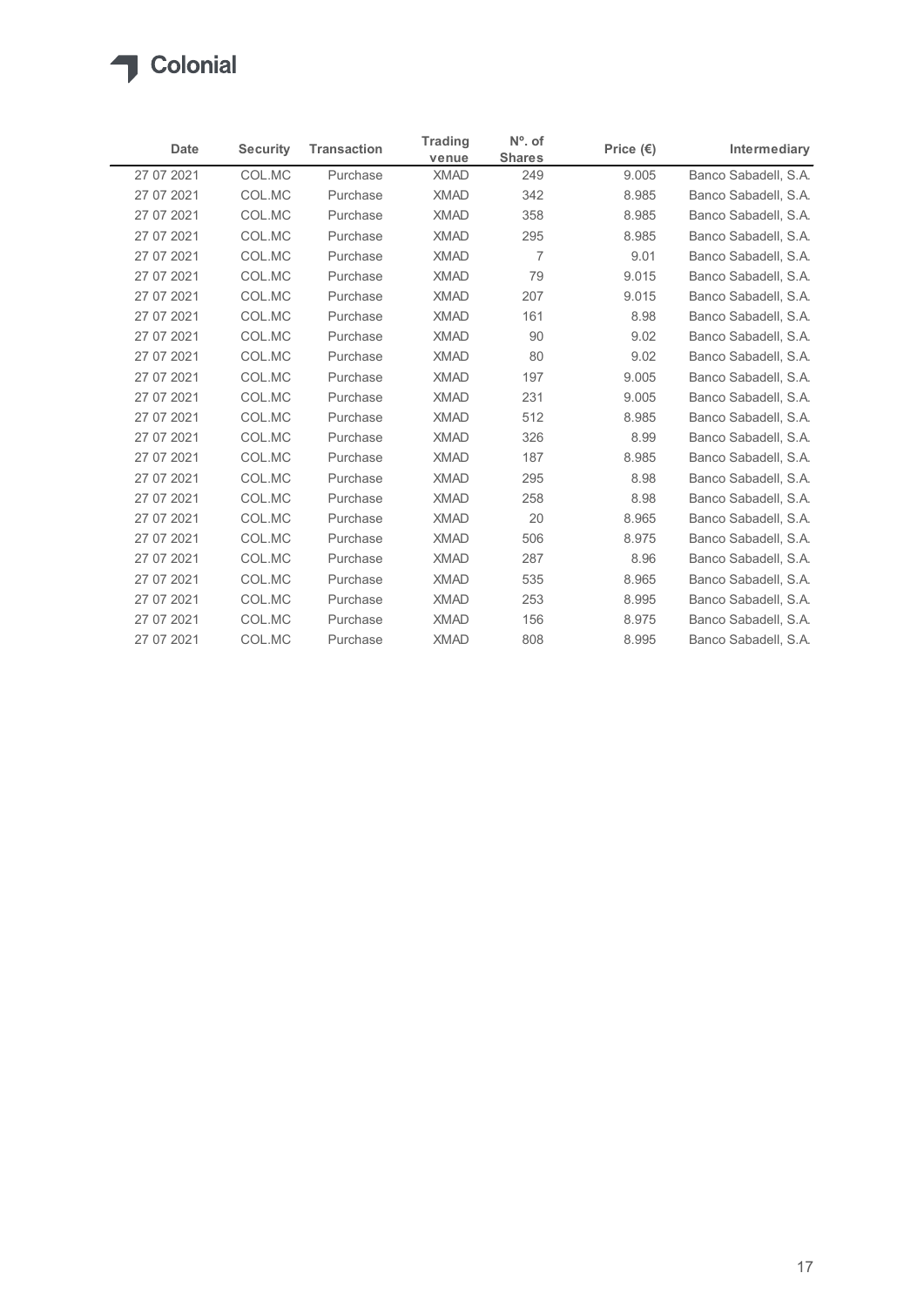| Date | Security | Transaction | Trading venue | Nº. of Shares | Price (€) | Intermediary |
|---|---|---|---|---|---|---|
| 27 07 2021 | COL.MC | Purchase | XMAD | 249 | 9.005 | Banco Sabadell, S.A. |
| 27 07 2021 | COL.MC | Purchase | XMAD | 342 | 8.985 | Banco Sabadell, S.A. |
| 27 07 2021 | COL.MC | Purchase | XMAD | 358 | 8.985 | Banco Sabadell, S.A. |
| 27 07 2021 | COL.MC | Purchase | XMAD | 295 | 8.985 | Banco Sabadell, S.A. |
| 27 07 2021 | COL.MC | Purchase | XMAD | 7 | 9.01 | Banco Sabadell, S.A. |
| 27 07 2021 | COL.MC | Purchase | XMAD | 79 | 9.015 | Banco Sabadell, S.A. |
| 27 07 2021 | COL.MC | Purchase | XMAD | 207 | 9.015 | Banco Sabadell, S.A. |
| 27 07 2021 | COL.MC | Purchase | XMAD | 161 | 8.98 | Banco Sabadell, S.A. |
| 27 07 2021 | COL.MC | Purchase | XMAD | 90 | 9.02 | Banco Sabadell, S.A. |
| 27 07 2021 | COL.MC | Purchase | XMAD | 80 | 9.02 | Banco Sabadell, S.A. |
| 27 07 2021 | COL.MC | Purchase | XMAD | 197 | 9.005 | Banco Sabadell, S.A. |
| 27 07 2021 | COL.MC | Purchase | XMAD | 231 | 9.005 | Banco Sabadell, S.A. |
| 27 07 2021 | COL.MC | Purchase | XMAD | 512 | 8.985 | Banco Sabadell, S.A. |
| 27 07 2021 | COL.MC | Purchase | XMAD | 326 | 8.99 | Banco Sabadell, S.A. |
| 27 07 2021 | COL.MC | Purchase | XMAD | 187 | 8.985 | Banco Sabadell, S.A. |
| 27 07 2021 | COL.MC | Purchase | XMAD | 295 | 8.98 | Banco Sabadell, S.A. |
| 27 07 2021 | COL.MC | Purchase | XMAD | 258 | 8.98 | Banco Sabadell, S.A. |
| 27 07 2021 | COL.MC | Purchase | XMAD | 20 | 8.965 | Banco Sabadell, S.A. |
| 27 07 2021 | COL.MC | Purchase | XMAD | 506 | 8.975 | Banco Sabadell, S.A. |
| 27 07 2021 | COL.MC | Purchase | XMAD | 287 | 8.96 | Banco Sabadell, S.A. |
| 27 07 2021 | COL.MC | Purchase | XMAD | 535 | 8.965 | Banco Sabadell, S.A. |
| 27 07 2021 | COL.MC | Purchase | XMAD | 253 | 8.995 | Banco Sabadell, S.A. |
| 27 07 2021 | COL.MC | Purchase | XMAD | 156 | 8.975 | Banco Sabadell, S.A. |
| 27 07 2021 | COL.MC | Purchase | XMAD | 808 | 8.995 | Banco Sabadell, S.A. |